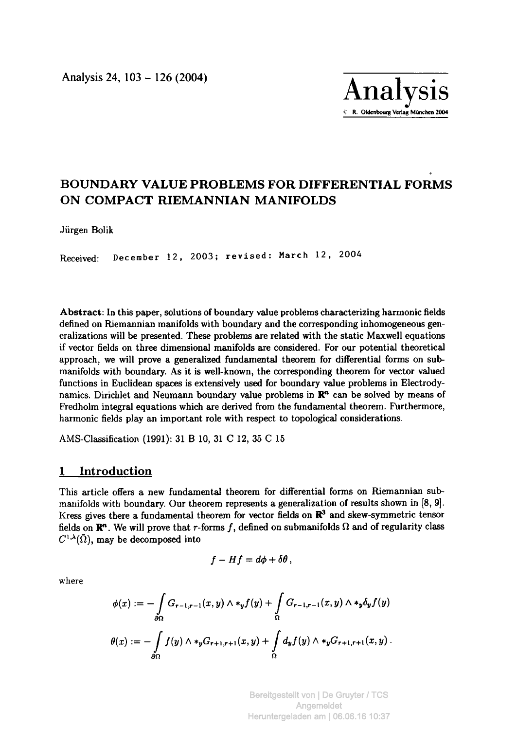# BOUNDARY VALUE PROBLEMS FOR DIFFERENTIAL FORMS ON COMPACT RIEMANNIAN MANIFOLDS

Jürgen Bolik

Received: December 12, 2003; revised: March 12, 2004

**Abstract**: In this paper, solutions of boundary value problems characterizing harmonic fields defined on Riemannian manifolds with boundary and the corresponding inhomogeneous generalizations will be presented. These problems are related with the static Maxwell equations if vector fields on three dimensional manifolds are considered. For our potential theoretical approach, we will prove a generalized fundamental theorem for differential forms on submanifolds with boundary. As it is well-known, the corresponding theorem for vector valued functions in Euclidean spaces is extensively used for boundary value problems in Electrodynamics. Dirichlet and Neumann boundary value problems in $\mathbb{R}^n$ can be solved by means of Fredholm integral equations which are derived from the fundamental theorem. Furthermore, harmonic fields play an important role with respect to topological considerations.

AMS-Classification (1991): 31 B 10, 31 C 12, 35 C 15

## 1 Introduction

This article offers a new fundamental theorem for differential forms on Riemannian submanifolds with boundary. Our theorem represents a generalization of results shown in [8, 9]. Kress gives there a fundamental theorem for vector fields on $\mathbb{R}^3$ and skew-symmetric tensor fields on $\mathbb{R}^n$. We will prove that $r$-forms $f$, defined on submanifolds $\Omega$ and of regularity class $C^{1,\lambda}(\bar{\Omega})$, may be decomposed into

$$f - Hf = d\phi + \delta\theta\,,$$

where

$$\phi(x) := -\int_{\partial\Omega} G_{r-1,r-1}(x,y) \wedge *_y f(y) + \int_{\Omega} G_{r-1,r-1}(x,y) \wedge *_y \delta_y f(y)$$

$$\theta(x) := -\int_{\partial\Omega} f(y) \wedge *_y G_{r+1,r+1}(x,y) + \int_{\Omega} d_y f(y) \wedge *_y G_{r+1,r+1}(x,y)\,.$$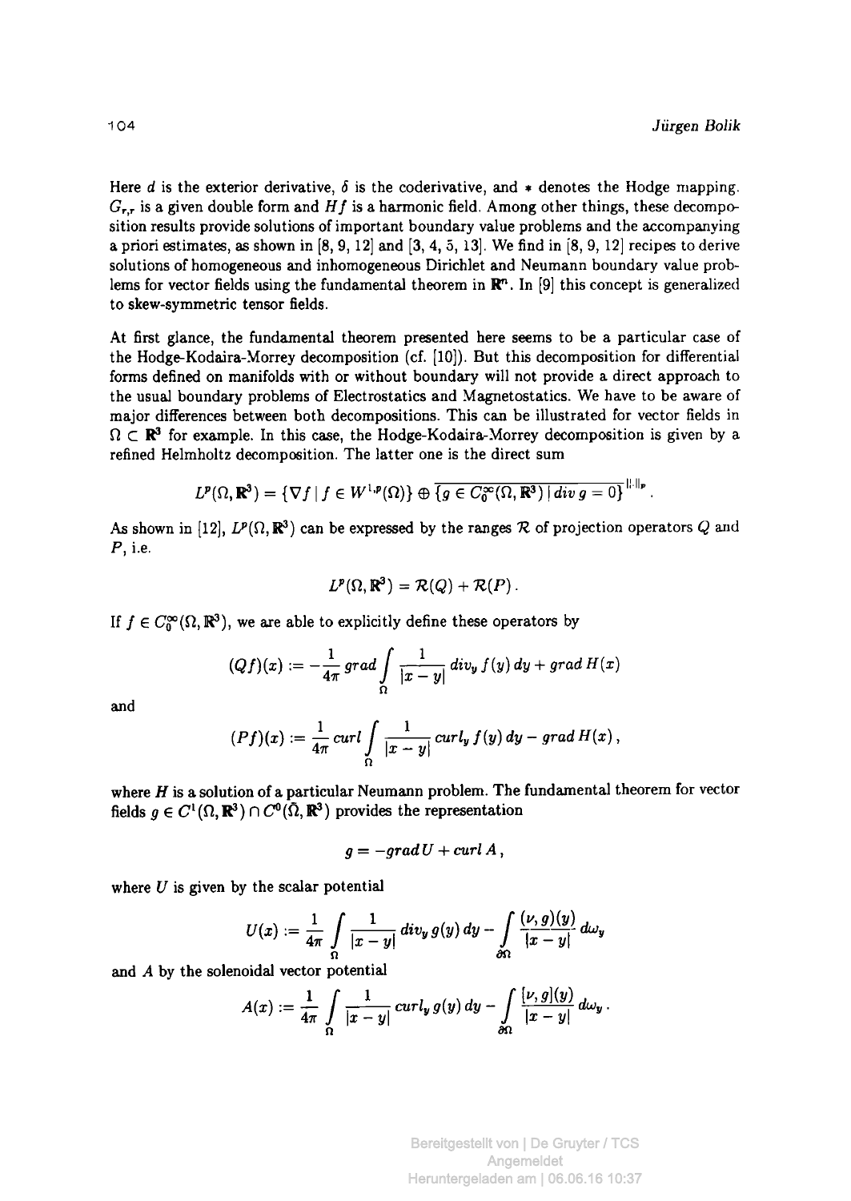Here $d$ is the exterior derivative, $\delta$ is the coderivative, and $*$ denotes the Hodge mapping. $G_{r,r}$ is a given double form and $Hf$ is a harmonic field. Among other things, these decomposition results provide solutions of important boundary value problems and the accompanying a priori estimates, as shown in [8, 9, 12] and [3, 4, 5, 13]. We find in [8, 9, 12] recipes to derive solutions of homogeneous and inhomogeneous Dirichlet and Neumann boundary value problems for vector fields using the fundamental theorem in $\mathbb{R}^n$. In [9] this concept is generalized to skew-symmetric tensor fields.

At first glance, the fundamental theorem presented here seems to be a particular case of the Hodge-Kodaira-Morrey decomposition (cf. [10]). But this decomposition for differential forms defined on manifolds with or without boundary will not provide a direct approach to the usual boundary problems of Electrostatics and Magnetostatics. We have to be aware of major differences between both decompositions. This can be illustrated for vector fields in $\Omega \subset \mathbb{R}^3$ for example. In this case, the Hodge-Kodaira-Morrey decomposition is given by a refined Helmholtz decomposition. The latter one is the direct sum

$$L^p(\Omega, \mathbb{R}^3) = \{\nabla f \mid f \in W^{1,p}(\Omega)\} \oplus \overline{\{g \in C_0^\infty(\Omega, \mathbb{R}^3) \mid div\, g = 0\}}^{\|\cdot\|_p}.$$

As shown in [12], $L^p(\Omega, \mathbb{R}^3)$ can be expressed by the ranges $\mathcal{R}$ of projection operators $Q$ and $P$, i.e.

$$L^p(\Omega, \mathbb{R}^3) = \mathcal{R}(Q) + \mathcal{R}(P).$$

If $f \in C_0^\infty(\Omega, \mathbb{R}^3)$, we are able to explicitly define these operators by

$$(Qf)(x) := -\frac{1}{4\pi}\, grad \int\limits_\Omega \frac{1}{|x-y|}\, div_y\, f(y)\, dy + grad\, H(x)$$

and

$$(Pf)(x) := \frac{1}{4\pi}\, curl \int\limits_\Omega \frac{1}{|x-y|}\, curl_y\, f(y)\, dy - grad\, H(x),$$

where $H$ is a solution of a particular Neumann problem. The fundamental theorem for vector fields $g \in C^1(\Omega, \mathbb{R}^3) \cap C^0(\bar{\Omega}, \mathbb{R}^3)$ provides the representation

$$g = -grad\, U + curl\, A,$$

where $U$ is given by the scalar potential

$$U(x) := \frac{1}{4\pi}\left(\int\limits_\Omega \frac{1}{|x-y|}\, div_y\, g(y)\, dy - \int\limits_{\partial\Omega} \frac{(\nu, g)(y)}{|x-y|}\, d\omega_y\right)$$

and $A$ by the solenoidal vector potential

$$A(x) := \frac{1}{4\pi}\left(\int\limits_\Omega \frac{1}{|x-y|}\, curl_y\, g(y)\, dy - \int\limits_{\partial\Omega} \frac{[\nu, g](y)}{|x-y|}\, d\omega_y\right).$$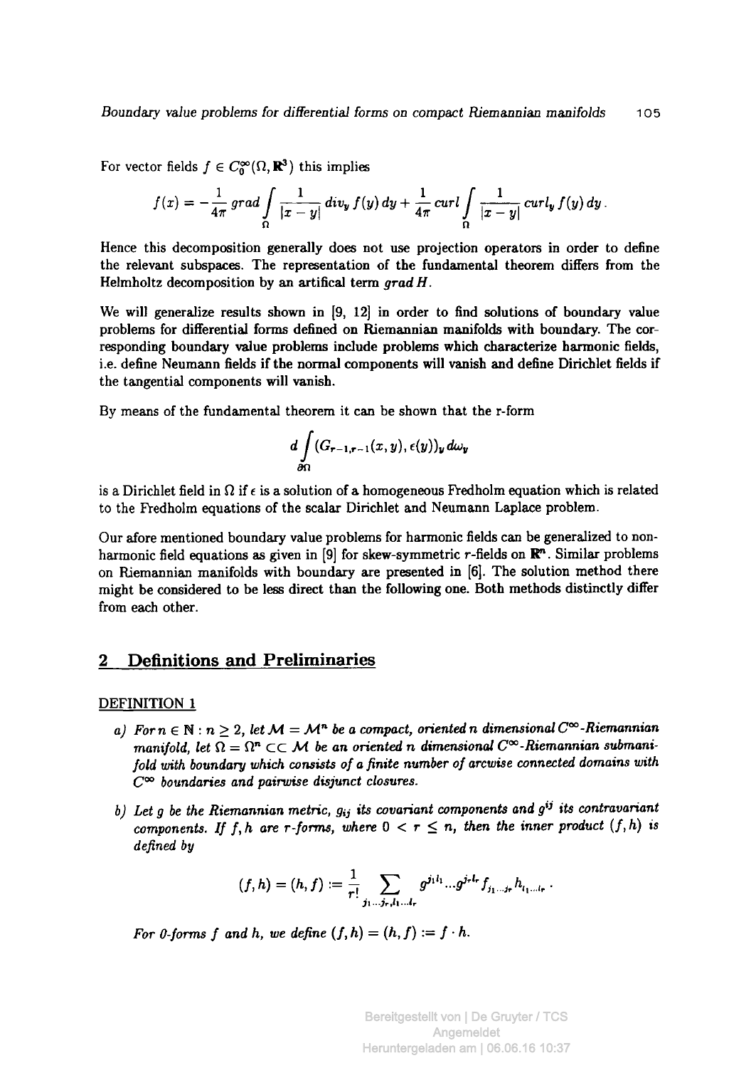For vector fields $f \in C_0^\infty(\Omega, \mathbf{R}^3)$ this implies

$$f(x) = -\frac{1}{4\pi}\, grad \int\limits_\Omega \frac{1}{|x-y|}\, div_y\, f(y)\, dy + \frac{1}{4\pi}\, curl \int\limits_\Omega \frac{1}{|x-y|}\, curl_y\, f(y)\, dy\,.$$

Hence this decomposition generally does not use projection operators in order to define the relevant subspaces. The representation of the fundamental theorem differs from the Helmholtz decomposition by an artifical term $grad\, H$.

We will generalize results shown in [9, 12] in order to find solutions of boundary value problems for differential forms defined on Riemannian manifolds with boundary. The corresponding boundary value problems include problems which characterize harmonic fields, i.e. define Neumann fields if the normal components will vanish and define Dirichlet fields if the tangential components will vanish.

By means of the fundamental theorem it can be shown that the r-form

$$d \int\limits_{\partial\Omega} (G_{r-1,r-1}(x,y), \epsilon(y))_y\, d\omega_y$$

is a Dirichlet field in $\Omega$ if $\epsilon$ is a solution of a homogeneous Fredholm equation which is related to the Fredholm equations of the scalar Dirichlet and Neumann Laplace problem.

Our afore mentioned boundary value problems for harmonic fields can be generalized to non-harmonic field equations as given in [9] for skew-symmetric $r$-fields on $\mathbf{R}^n$. Similar problems on Riemannian manifolds with boundary are presented in [6]. The solution method there might be considered to be less direct than the following one. Both methods distinctly differ from each other.

## 2 Definitions and Preliminaries

DEFINITION 1

*a) For $n \in \mathbf{N} : n \geq 2$, let $\mathcal{M} = \mathcal{M}^n$ be a compact, oriented $n$ dimensional $C^\infty$-Riemannian manifold, let $\Omega = \Omega^n \subset\subset \mathcal{M}$ be an oriented $n$ dimensional $C^\infty$-Riemannian submanifold with boundary which consists of a finite number of arcwise connected domains with $C^\infty$ boundaries and pairwise disjunct closures.*

*b) Let $g$ be the Riemannian metric, $g_{ij}$ its covariant components and $g^{ij}$ its contravariant components. If $f, h$ are $r$-forms, where $0 < r \leq n$, then the inner product $(f,h)$ is defined by*

$$(f,h) = (h,f) := \frac{1}{r!} \sum_{j_1 \ldots j_r, l_1 \ldots l_r} g^{j_1 l_1} \ldots g^{j_r l_r} f_{j_1 \ldots j_r} h_{l_1 \ldots l_r}\,.$$

*For 0-forms $f$ and $h$, we define $(f,h) = (h,f) := f \cdot h$.*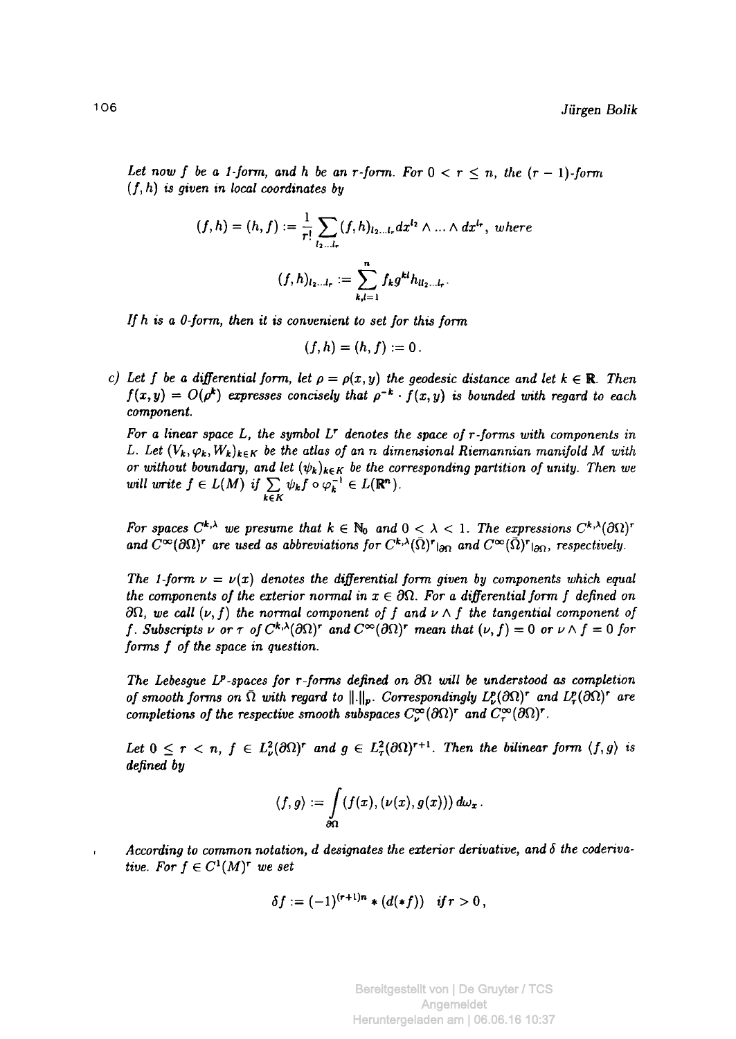*Let now $f$ be a 1-form, and $h$ be an $r$-form. For $0 < r \leq n$, the $(r-1)$-form $(f,h)$ is given in local coordinates by*

$$(f,h) = (h,f) := \frac{1}{r!} \sum_{l_2 \ldots l_r} (f,h)_{l_2 \ldots l_r} dx^{l_2} \wedge \ldots \wedge dx^{l_r}, \ \textit{where}$$

$$(f,h)_{l_2 \ldots l_r} := \sum_{k,l=1}^{n} f_k g^{kl} h_{l l_2 \ldots l_r}.$$

*If $h$ is a 0-form, then it is convenient to set for this form*

$$(f,h) = (h,f) := 0.$$

c) *Let $f$ be a differential form, let $\rho = \rho(x,y)$ the geodesic distance and let $k \in \mathbb{R}$. Then $f(x,y) = O(\rho^k)$ expresses concisely that $\rho^{-k} \cdot f(x,y)$ is bounded with regard to each component.*

*For a linear space $L$, the symbol $L^r$ denotes the space of $r$-forms with components in $L$. Let $(V_k, \varphi_k, W_k)_{k \in K}$ be the atlas of an $n$ dimensional Riemannian manifold $M$ with or without boundary, and let $(\psi_k)_{k \in K}$ be the corresponding partition of unity. Then we will write $f \in L(M)$ if $\sum_{k \in K} \psi_k f \circ \varphi_k^{-1} \in L(\mathbb{R}^n)$.*

*For spaces $C^{k,\lambda}$ we presume that $k \in \mathbb{N}_0$ and $0 < \lambda < 1$. The expressions $C^{k,\lambda}(\partial\Omega)^r$ and $C^\infty(\partial\Omega)^r$ are used as abbreviations for $C^{k,\lambda}(\bar{\Omega})^r|_{\partial\Omega}$ and $C^\infty(\bar{\Omega})^r|_{\partial\Omega}$, respectively.*

*The 1-form $\nu = \nu(x)$ denotes the differential form given by components which equal the components of the exterior normal in $x \in \partial\Omega$. For a differential form $f$ defined on $\partial\Omega$, we call $(\nu, f)$ the normal component of $f$ and $\nu \wedge f$ the tangential component of $f$. Subscripts $\nu$ or $\tau$ of $C^{k,\lambda}(\partial\Omega)^r$ and $C^\infty(\partial\Omega)^r$ mean that $(\nu, f) = 0$ or $\nu \wedge f = 0$ for forms $f$ of the space in question.*

*The Lebesgue $L^p$-spaces for $r$-forms defined on $\partial\Omega$ will be understood as completion of smooth forms on $\bar{\Omega}$ with regard to $\|.\|_p$. Correspondingly $L^p_\nu(\partial\Omega)^r$ and $L^p_\tau(\partial\Omega)^r$ are completions of the respective smooth subspaces $C^\infty_\nu(\partial\Omega)^r$ and $C^\infty_\tau(\partial\Omega)^r$.*

*Let $0 \leq r < n$, $f \in L^2_\nu(\partial\Omega)^r$ and $g \in L^2_\tau(\partial\Omega)^{r+1}$. Then the bilinear form $\langle f, g \rangle$ is defined by*

$$\langle f, g \rangle := \int_{\partial\Omega} (f(x), (\nu(x), g(x))) \, d\omega_x .$$

*According to common notation, $d$ designates the exterior derivative, and $\delta$ the coderivative. For $f \in C^1(M)^r$ we set*

$$\delta f := (-1)^{(r+1)n} * (d(*f)) \quad \textit{if } r > 0,$$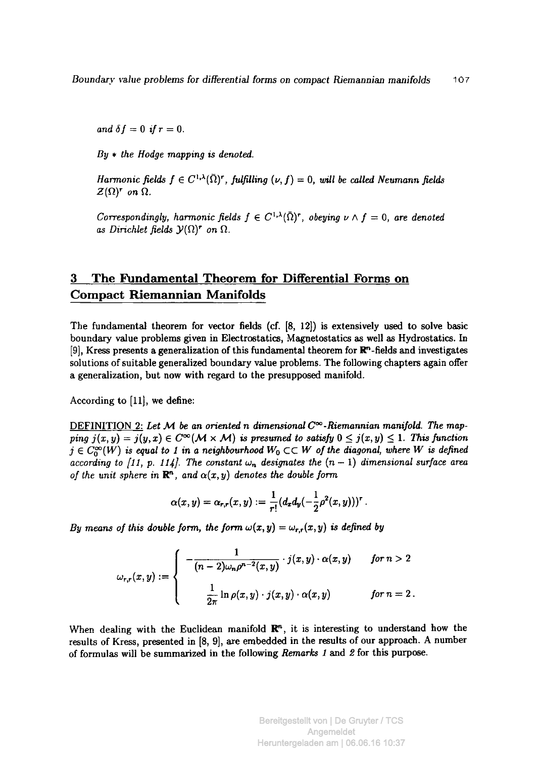*and $\delta f = 0$ if $r = 0$.*

*By $*$ the Hodge mapping is denoted.*

*Harmonic fields $f \in C^{1,\lambda}(\bar{\Omega})^r$, fulfilling $(\nu, f) = 0$, will be called Neumann fields $\mathcal{Z}(\Omega)^r$ on $\Omega$.*

*Correspondingly, harmonic fields $f \in C^{1,\lambda}(\bar{\Omega})^r$, obeying $\nu \wedge f = 0$, are denoted as Dirichlet fields $\mathcal{Y}(\Omega)^r$ on $\Omega$.*

## 3 The Fundamental Theorem for Differential Forms on Compact Riemannian Manifolds

The fundamental theorem for vector fields (cf. [8, 12]) is extensively used to solve basic boundary value problems given in Electrostatics, Magnetostatics as well as Hydrostatics. In [9], Kress presents a generalization of this fundamental theorem for $\mathbb{R}^n$-fields and investigates solutions of suitable generalized boundary value problems. The following chapters again offer a generalization, but now with regard to the presupposed manifold.

According to [11], we define:

DEFINITION 2: *Let $\mathcal{M}$ be an oriented n dimensional $C^\infty$-Riemannian manifold. The mapping $j(x,y) = j(y,x) \in C^\infty(\mathcal{M} \times \mathcal{M})$ is presumed to satisfy $0 \leq j(x,y) \leq 1$. This function $j \in C_0^\infty(W)$ is equal to 1 in a neighbourhood $W_0 \subset\subset W$ of the diagonal, where $W$ is defined according to [11, p. 114]. The constant $\omega_n$ designates the $(n-1)$ dimensional surface area of the unit sphere in $\mathbb{R}^n$, and $\alpha(x,y)$ denotes the double form*

$$\alpha(x,y) = \alpha_{r,r}(x,y) := \frac{1}{r!}(d_x d_y(-\frac{1}{2}\rho^2(x,y)))^r .$$

*By means of this double form, the form $\omega(x,y) = \omega_{r,r}(x,y)$ is defined by*

$$\omega_{r,r}(x,y) := \begin{cases} -\dfrac{1}{(n-2)\omega_n \rho^{n-2}(x,y)} \cdot j(x,y) \cdot \alpha(x,y) & \text{for } n > 2 \\[2ex] \dfrac{1}{2\pi} \ln \rho(x,y) \cdot j(x,y) \cdot \alpha(x,y) & \text{for } n = 2 . \end{cases}$$

When dealing with the Euclidean manifold $\mathbb{R}^n$, it is interesting to understand how the results of Kress, presented in [8, 9], are embedded in the results of our approach. A number of formulas will be summarized in the following *Remarks 1* and *2* for this purpose.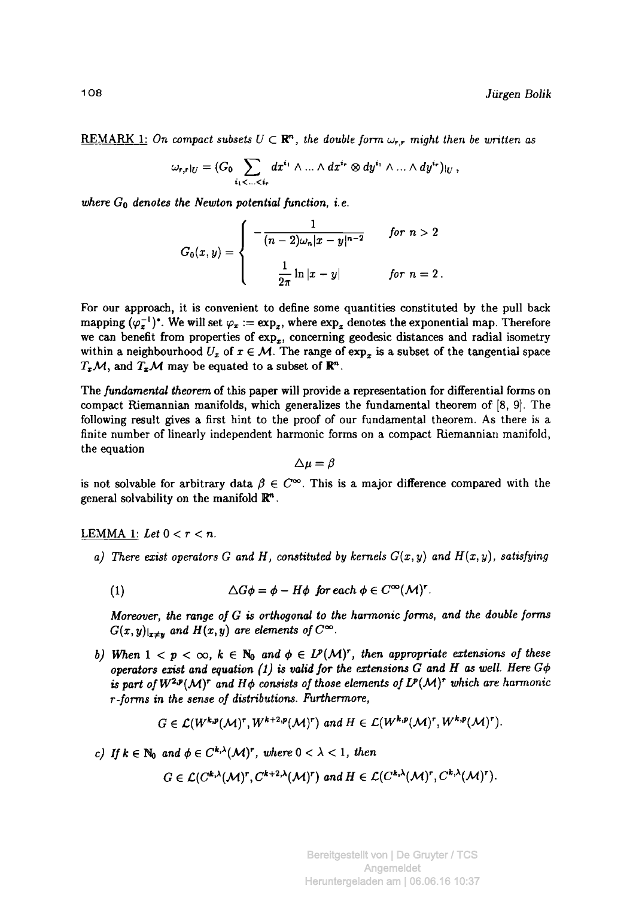REMARK 1: *On compact subsets $U \subset \mathbb{R}^n$, the double form $\omega_{r,r}$ might then be written as*

$$\omega_{r,r}|_U = (G_0 \sum_{i_1 < \ldots < i_r} dx^{i_1} \wedge \ldots \wedge dx^{i_r} \otimes dy^{i_1} \wedge \ldots \wedge dy^{i_r})|_U \,,$$

*where $G_0$ denotes the Newton potential function, i.e.*

$$G_0(x,y) = \begin{cases} -\dfrac{1}{(n-2)\omega_n |x-y|^{n-2}} & \text{for } n > 2 \\[2ex] \dfrac{1}{2\pi} \ln |x-y| & \text{for } n = 2 \,. \end{cases}$$

For our approach, it is convenient to define some quantities constituted by the pull back mapping $(\varphi_x^{-1})^*$. We will set $\varphi_x := \exp_x$, where $\exp_x$ denotes the exponential map. Therefore we can benefit from properties of $\exp_x$, concerning geodesic distances and radial isometry within a neighbourhood $U_x$ of $x \in \mathcal{M}$. The range of $\exp_x$ is a subset of the tangential space $T_x\mathcal{M}$, and $T_x\mathcal{M}$ may be equated to a subset of $\mathbb{R}^n$.

The *fundamental theorem* of this paper will provide a representation for differential forms on compact Riemannian manifolds, which generalizes the fundamental theorem of [8, 9]. The following result gives a first hint to the proof of our fundamental theorem. As there is a finite number of linearly independent harmonic forms on a compact Riemannian manifold, the equation

$$\triangle \mu = \beta$$

is not solvable for arbitrary data $\beta \in C^\infty$. This is a major difference compared with the general solvability on the manifold $\mathbb{R}^n$.

LEMMA 1: *Let $0 < r < n$.*

*a) There exist operators $G$ and $H$, constituted by kernels $G(x,y)$ and $H(x,y)$, satisfying*

$$\triangle G\phi = \phi - H\phi \quad \text{for each } \phi \in C^\infty(\mathcal{M})^r. \tag{1}$$

*Moreover, the range of $G$ is orthogonal to the harmonic forms, and the double forms $G(x,y)|_{x \neq y}$ and $H(x,y)$ are elements of $C^\infty$.*

*b) When $1 < p < \infty$, $k \in \mathbb{N}_0$ and $\phi \in L^p(\mathcal{M})^r$, then appropriate extensions of these operators exist and equation (1) is valid for the extensions $G$ and $H$ as well. Here $G\phi$ is part of $W^{2,p}(\mathcal{M})^r$ and $H\phi$ consists of those elements of $L^p(\mathcal{M})^r$ which are harmonic $r$-forms in the sense of distributions. Furthermore,*

$$G \in \mathcal{L}(W^{k,p}(\mathcal{M})^r, W^{k+2,p}(\mathcal{M})^r) \text{ and } H \in \mathcal{L}(W^{k,p}(\mathcal{M})^r, W^{k,p}(\mathcal{M})^r).$$

*c) If $k \in \mathbb{N}_0$ and $\phi \in C^{k,\lambda}(\mathcal{M})^r$, where $0 < \lambda < 1$, then*

$$G \in \mathcal{L}(C^{k,\lambda}(\mathcal{M})^r, C^{k+2,\lambda}(\mathcal{M})^r) \text{ and } H \in \mathcal{L}(C^{k,\lambda}(\mathcal{M})^r, C^{k,\lambda}(\mathcal{M})^r).$$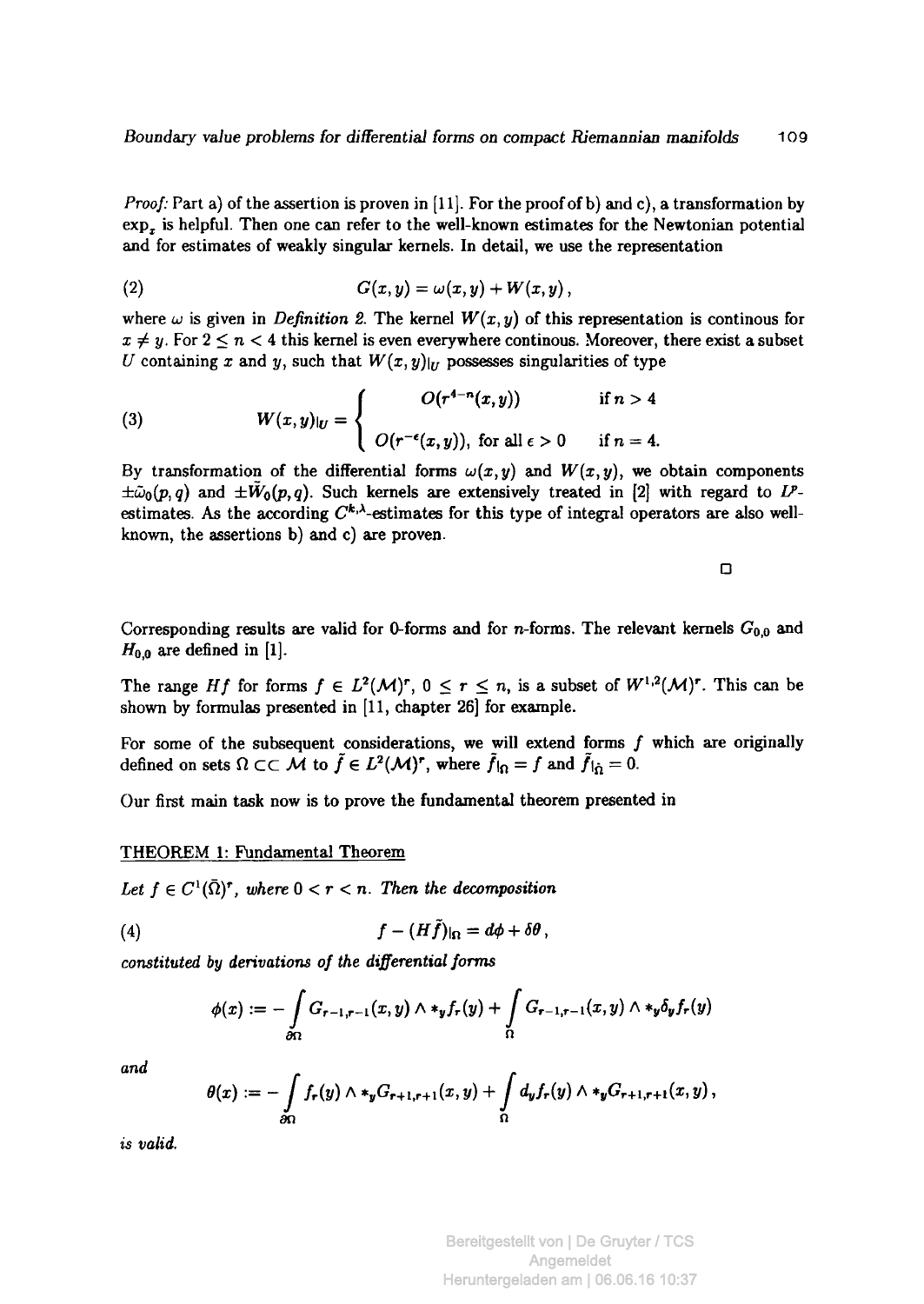*Proof:* Part a) of the assertion is proven in [11]. For the proof of b) and c), a transformation by $\exp_x$ is helpful. Then one can refer to the well-known estimates for the Newtonian potential and for estimates of weakly singular kernels. In detail, we use the representation

$$G(x,y) = \omega(x,y) + W(x,y)\,, \tag{2}$$

where $\omega$ is given in *Definition 2*. The kernel $W(x,y)$ of this representation is continous for $x \neq y$. For $2 \leq n < 4$ this kernel is even everywhere continous. Moreover, there exist a subset $U$ containing $x$ and $y$, such that $W(x,y)_{|U}$ possesses singularities of type

$$W(x,y)_{|U} = \begin{cases} O(r^{4-n}(x,y)) & \text{if } n > 4 \\ O(r^{-\epsilon}(x,y)), \text{ for all } \epsilon > 0 & \text{if } n = 4. \end{cases} \tag{3}$$

By transformation of the differential forms $\omega(x,y)$ and $W(x,y)$, we obtain components $\pm\tilde{\omega}_0(p,q)$ and $\pm\tilde{W}_0(p,q)$. Such kernels are extensively treated in [2] with regard to $L^p$-estimates. As the according $C^{k,\lambda}$-estimates for this type of integral operators are also well-known, the assertions b) and c) are proven.

□

Corresponding results are valid for 0-forms and for $n$-forms. The relevant kernels $G_{0,0}$ and $H_{0,0}$ are defined in [1].

The range $Hf$ for forms $f \in L^2(\mathcal{M})^r$, $0 \leq r \leq n$, is a subset of $W^{1,2}(\mathcal{M})^r$. This can be shown by formulas presented in [11, chapter 26] for example.

For some of the subsequent considerations, we will extend forms $f$ which are originally defined on sets $\Omega \subset\subset \mathcal{M}$ to $\tilde{f} \in L^2(\mathcal{M})^r$, where $\tilde{f}_{|\Omega} = f$ and $\tilde{f}_{|\hat{\Omega}} = 0$.

Our first main task now is to prove the fundamental theorem presented in

THEOREM 1: Fundamental Theorem

*Let $f \in C^1(\bar{\Omega})^r$, where $0 < r < n$. Then the decomposition*

$$f - (H\tilde{f})_{|\Omega} = d\phi + \delta\theta\,, \tag{4}$$

*constituted by derivations of the differential forms*

$$\phi(x) := -\int\limits_{\partial\Omega} G_{r-1,r-1}(x,y) \wedge *_y f_r(y) + \int\limits_{\Omega} G_{r-1,r-1}(x,y) \wedge *_y \delta_y f_r(y)$$

*and*

$$\theta(x) := -\int\limits_{\partial\Omega} f_r(y) \wedge *_y G_{r+1,r+1}(x,y) + \int\limits_{\Omega} d_y f_r(y) \wedge *_y G_{r+1,r+1}(x,y)\,,$$

*is valid.*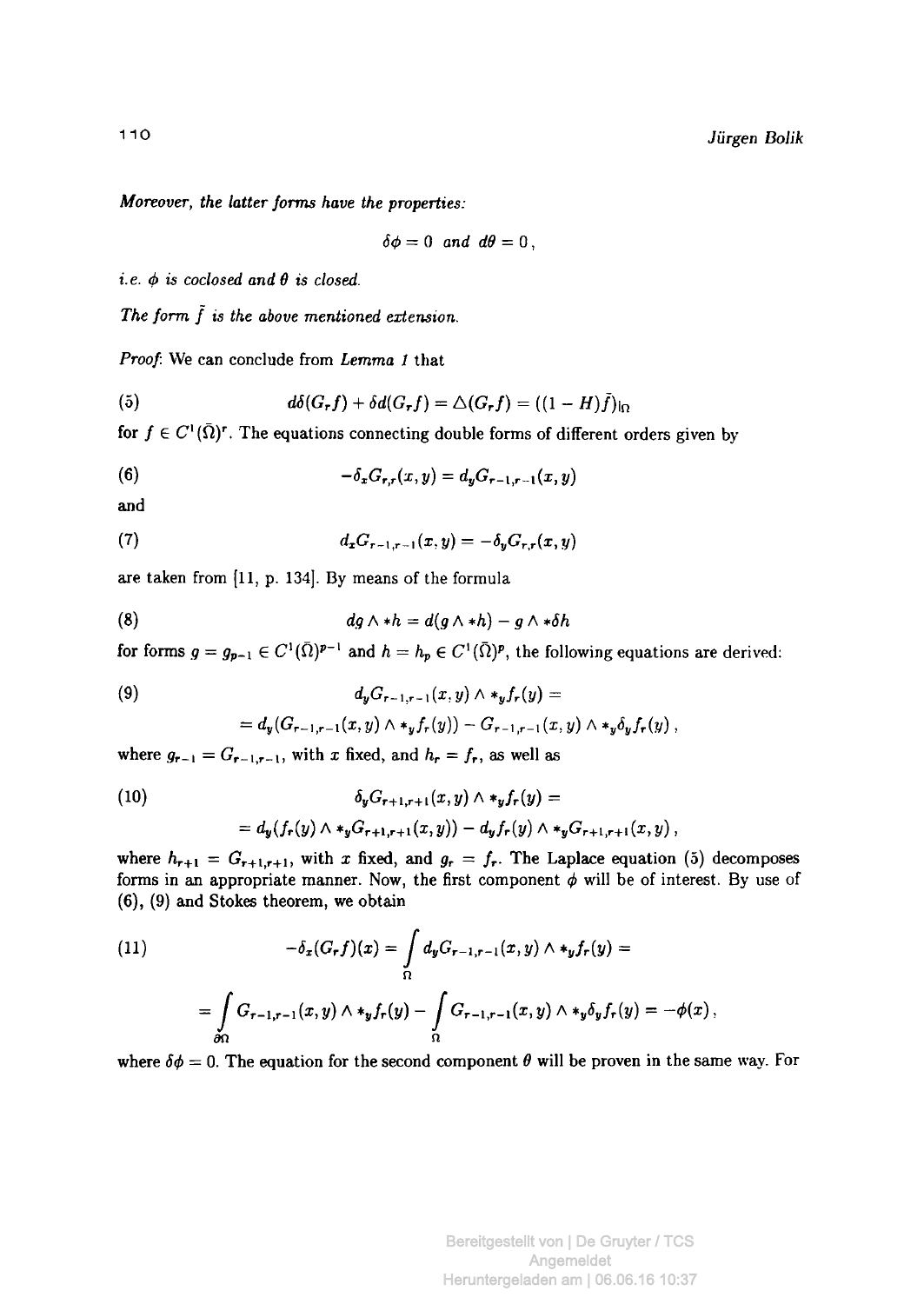*Moreover, the latter forms have the properties:*

$$\delta\phi = 0 \ \text{ and } \ d\theta = 0\,,$$

*i.e. $\phi$ is coclosed and $\theta$ is closed.*

*The form $\tilde{f}$ is the above mentioned extension.*

*Proof*: We can conclude from *Lemma 1* that

$$d\delta(G_r f) + \delta d(G_r f) = \triangle(G_r f) = ((1-H)\tilde{f})_{|\Omega} \tag{5}$$

for $f \in C^1(\bar{\Omega})^r$. The equations connecting double forms of different orders given by

$$-\delta_x G_{r,r}(x,y) = d_y G_{r-1,r-1}(x,y) \tag{6}$$

and

$$d_x G_{r-1,r-1}(x,y) = -\delta_y G_{r,r}(x,y) \tag{7}$$

are taken from [11, p. 134]. By means of the formula

$$dg \wedge *h = d(g \wedge *h) - g \wedge *\delta h \tag{8}$$

for forms $g = g_{p-1} \in C^1(\bar{\Omega})^{p-1}$ and $h = h_p \in C^1(\bar{\Omega})^p$, the following equations are derived:

$$\begin{aligned} &d_y G_{r-1,r-1}(x,y) \wedge *_y f_r(y) = \\ &= d_y(G_{r-1,r-1}(x,y) \wedge *_y f_r(y)) - G_{r-1,r-1}(x,y) \wedge *_y \delta_y f_r(y)\,, \end{aligned} \tag{9}$$

where $g_{r-1} = G_{r-1,r-1}$, with $x$ fixed, and $h_r = f_r$, as well as

$$\begin{aligned} &\delta_y G_{r+1,r+1}(x,y) \wedge *_y f_r(y) = \\ &= d_y(f_r(y) \wedge *_y G_{r+1,r+1}(x,y)) - d_y f_r(y) \wedge *_y G_{r+1,r+1}(x,y)\,, \end{aligned} \tag{10}$$

where $h_{r+1} = G_{r+1,r+1}$, with $x$ fixed, and $g_r = f_r$. The Laplace equation (5) decomposes forms in an appropriate manner. Now, the first component $\phi$ will be of interest. By use of (6), (9) and Stokes theorem, we obtain

$$\begin{aligned} -\delta_x(G_r f)(x) &= \int_\Omega d_y G_{r-1,r-1}(x,y) \wedge *_y f_r(y) = \\ &= \int_{\partial\Omega} G_{r-1,r-1}(x,y) \wedge *_y f_r(y) - \int_\Omega G_{r-1,r-1}(x,y) \wedge *_y \delta_y f_r(y) = -\phi(x)\,, \end{aligned} \tag{11}$$

where $\delta\phi = 0$. The equation for the second component $\theta$ will be proven in the same way. For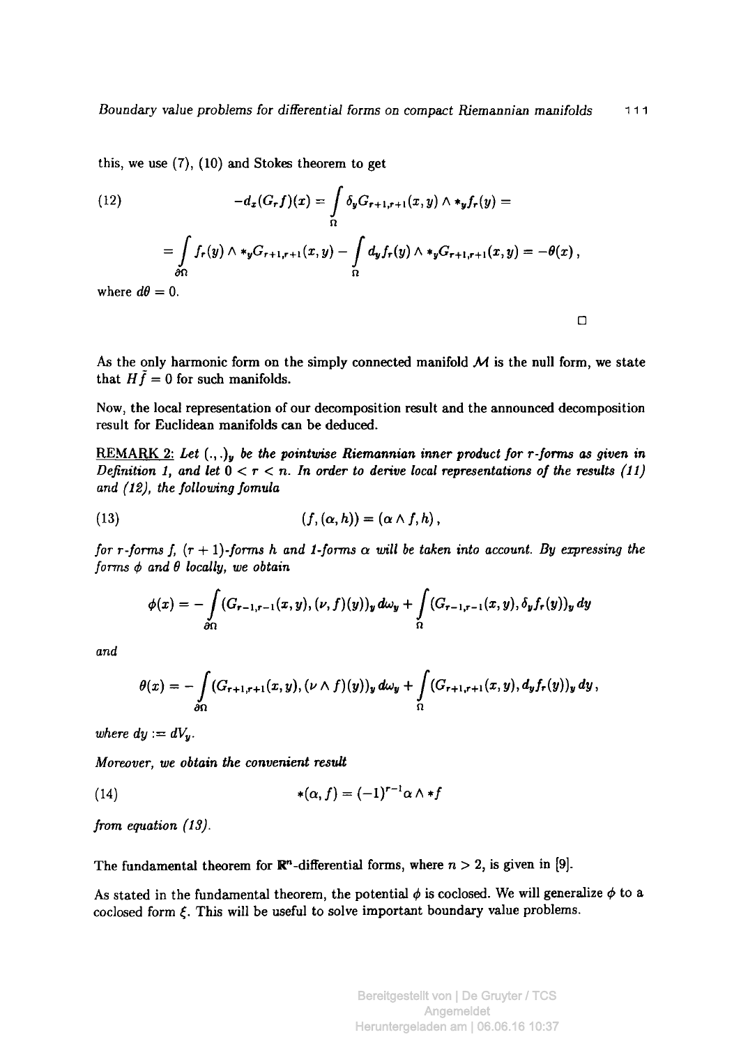this, we use (7), (10) and Stokes theorem to get

$$
\begin{aligned}
(12) \qquad -d_x(G_r f)(x) &= \int_\Omega \delta_y G_{r+1,r+1}(x,y) \wedge *_y f_r(y) = \\
&= \int_{\partial\Omega} f_r(y) \wedge *_y G_{r+1,r+1}(x,y) - \int_\Omega d_y f_r(y) \wedge *_y G_{r+1,r+1}(x,y) = -\theta(x)\,,
\end{aligned}
$$

where $d\theta = 0$.

□

As the only harmonic form on the simply connected manifold $\mathcal{M}$ is the null form, we state that $H\bar{f} = 0$ for such manifolds.

Now, the local representation of our decomposition result and the announced decomposition result for Euclidean manifolds can be deduced.

<u>REMARK 2:</u> *Let $(.,.)_y$ be the pointwise Riemannian inner product for r-forms as given in Definition 1, and let $0 < r < n$. In order to derive local representations of the results (11) and (12), the following fomula*

$$
(13) \qquad (f,(\alpha,h)) = (\alpha \wedge f, h)\,,
$$

*for r-forms f, (r + 1)-forms h and 1-forms α will be taken into account. By expressing the forms φ and θ locally, we obtain*

$$
\phi(x) = -\int_{\partial\Omega} (G_{r-1,r-1}(x,y),(\nu,f)(y))_y \, d\omega_y + \int_\Omega (G_{r-1,r-1}(x,y), \delta_y f_r(y))_y \, dy
$$

*and*

$$
\theta(x) = -\int_{\partial\Omega} (G_{r+1,r+1}(x,y),(\nu \wedge f)(y))_y \, d\omega_y + \int_\Omega (G_{r+1,r+1}(x,y), d_y f_r(y))_y \, dy\,,
$$

*where $dy := dV_y$.*

*Moreover, we obtain the convenient result*

$$
(14) \qquad *(\alpha, f) = (-1)^{r-1} \alpha \wedge *f
$$

*from equation (13).*

The fundamental theorem for $\mathbb{R}^n$-differential forms, where $n > 2$, is given in [9].

As stated in the fundamental theorem, the potential $\phi$ is coclosed. We will generalize $\phi$ to a coclosed form $\xi$. This will be useful to solve important boundary value problems.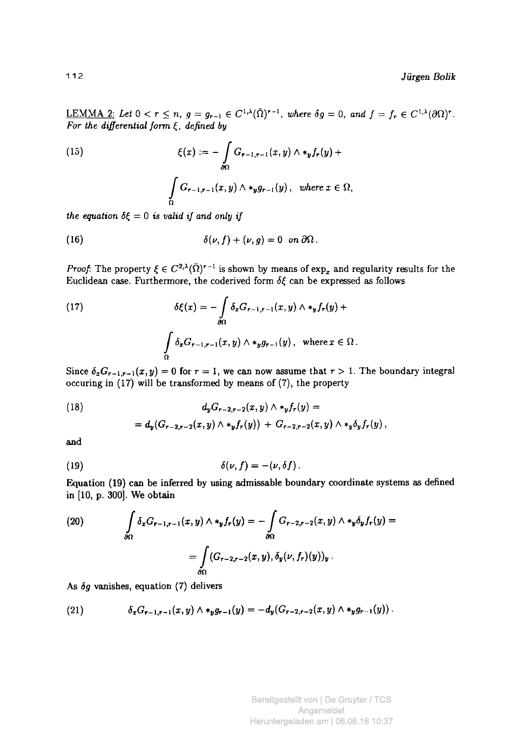<u>LEMMA 2:</u> *Let $0 < r \le n$, $g = g_{r-1} \in C^{1,\lambda}(\bar{\Omega})^{r-1}$, where $\delta g = 0$, and $f = f_r \in C^{1,\lambda}(\partial\Omega)^r$. For the differential form $\xi$, defined by*

$$\xi(x) := -\int_{\partial\Omega} G_{r-1,r-1}(x,y) \wedge *_y f_r(y) + \int_{\Omega} G_{r-1,r-1}(x,y) \wedge *_y g_{r-1}(y)\,, \quad \text{where } x \in \Omega, \tag{15}$$

*the equation $\delta\xi = 0$ is valid if and only if*

$$\delta(\nu, f) + (\nu, g) = 0 \quad \text{on } \partial\Omega\,. \tag{16}$$

*Proof*: The property $\xi \in C^{2,\lambda}(\bar{\Omega})^{r-1}$ is shown by means of $\exp_x$ and regularity results for the Euclidean case. Furthermore, the coderived form $\delta\xi$ can be expressed as follows

$$\delta\xi(x) = -\int_{\partial\Omega} \delta_x G_{r-1,r-1}(x,y) \wedge *_y f_r(y) + \int_{\Omega} \delta_x G_{r-1,r-1}(x,y) \wedge *_y g_{r-1}(y)\,, \quad \text{where } x \in \Omega\,. \tag{17}$$

Since $\delta_x G_{r-1,r-1}(x,y) = 0$ for $r = 1$, we can now assume that $r > 1$. The boundary integral occuring in (17) will be transformed by means of (7), the property

$$d_y G_{r-2,r-2}(x,y) \wedge *_y f_r(y) = d_y(G_{r-2,r-2}(x,y) \wedge *_y f_r(y)) + G_{r-2,r-2}(x,y) \wedge *_y \delta_y f_r(y)\,, \tag{18}$$

and

$$\delta(\nu, f) = -(\nu, \delta f)\,. \tag{19}$$

Equation (19) can be inferred by using admissable boundary coordinate systems as defined in [10, p. 300]. We obtain

$$\int_{\partial\Omega} \delta_x G_{r-1,r-1}(x,y) \wedge *_y f_r(y) = -\int_{\partial\Omega} G_{r-2,r-2}(x,y) \wedge *_y \delta_y f_r(y) = \int_{\partial\Omega} (G_{r-2,r-2}(x,y), \delta_y(\nu, f_r)(y))_y\,. \tag{20}$$

As $\delta g$ vanishes, equation (7) delivers

$$\delta_x G_{r-1,r-1}(x,y) \wedge *_y g_{r-1}(y) = -d_y(G_{r-2,r-2}(x,y) \wedge *_y g_{r-1}(y))\,. \tag{21}$$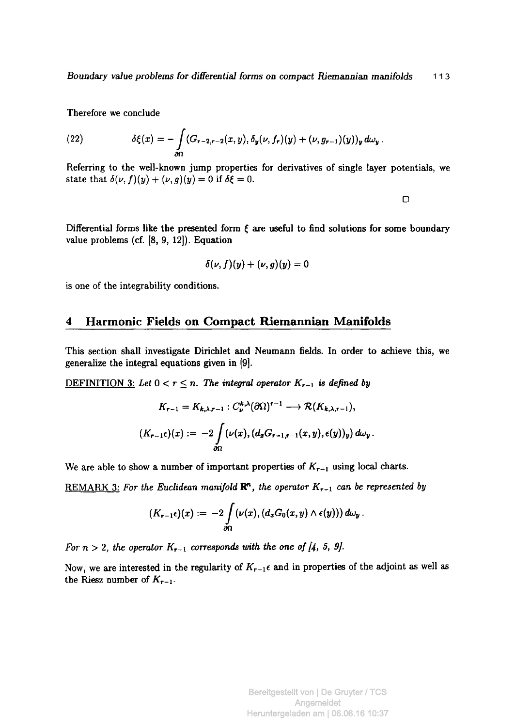Therefore we conclude

$$\delta\xi(x) = -\int\limits_{\partial\Omega} (G_{r-2,r-2}(x,y), \delta_y(\nu, f_r)(y) + (\nu, g_{r-1})(y))_y \, d\omega_y \,. \tag{22}$$

Referring to the well-known jump properties for derivatives of single layer potentials, we state that $\delta(\nu, f)(y) + (\nu, g)(y) = 0$ if $\delta\xi = 0$.

□

Differential forms like the presented form $\xi$ are useful to find solutions for some boundary value problems (cf. [8, 9, 12]). Equation

$$\delta(\nu, f)(y) + (\nu, g)(y) = 0$$

is one of the integrability conditions.

## 4 Harmonic Fields on Compact Riemannian Manifolds

This section shall investigate Dirichlet and Neumann fields. In order to achieve this, we generalize the integral equations given in [9].

DEFINITION 3: *Let $0 < r \leq n$. The integral operator $K_{r-1}$ is defined by*

$$K_{r-1} = K_{k,\lambda,r-1} : C_\nu^{k,\lambda}(\partial\Omega)^{r-1} \longrightarrow \mathcal{R}(K_{k,\lambda,r-1}),$$

$$(K_{r-1}\epsilon)(x) := -2\int\limits_{\partial\Omega} (\nu(x), (d_x G_{r-1,r-1}(x,y), \epsilon(y))_y) \, d\omega_y \,.$$

We are able to show a number of important properties of $K_{r-1}$ using local charts.

REMARK 3: *For the Euclidean manifold $\mathbf{R}^n$, the operator $K_{r-1}$ can be represented by*

$$(K_{r-1}\epsilon)(x) := -2\int\limits_{\partial\Omega} (\nu(x), (d_x G_0(x,y) \wedge \epsilon(y))) \, d\omega_y \,.$$

*For $n > 2$, the operator $K_{r-1}$ corresponds with the one of [4, 5, 9].*

Now, we are interested in the regularity of $K_{r-1}\epsilon$ and in properties of the adjoint as well as the Riesz number of $K_{r-1}$.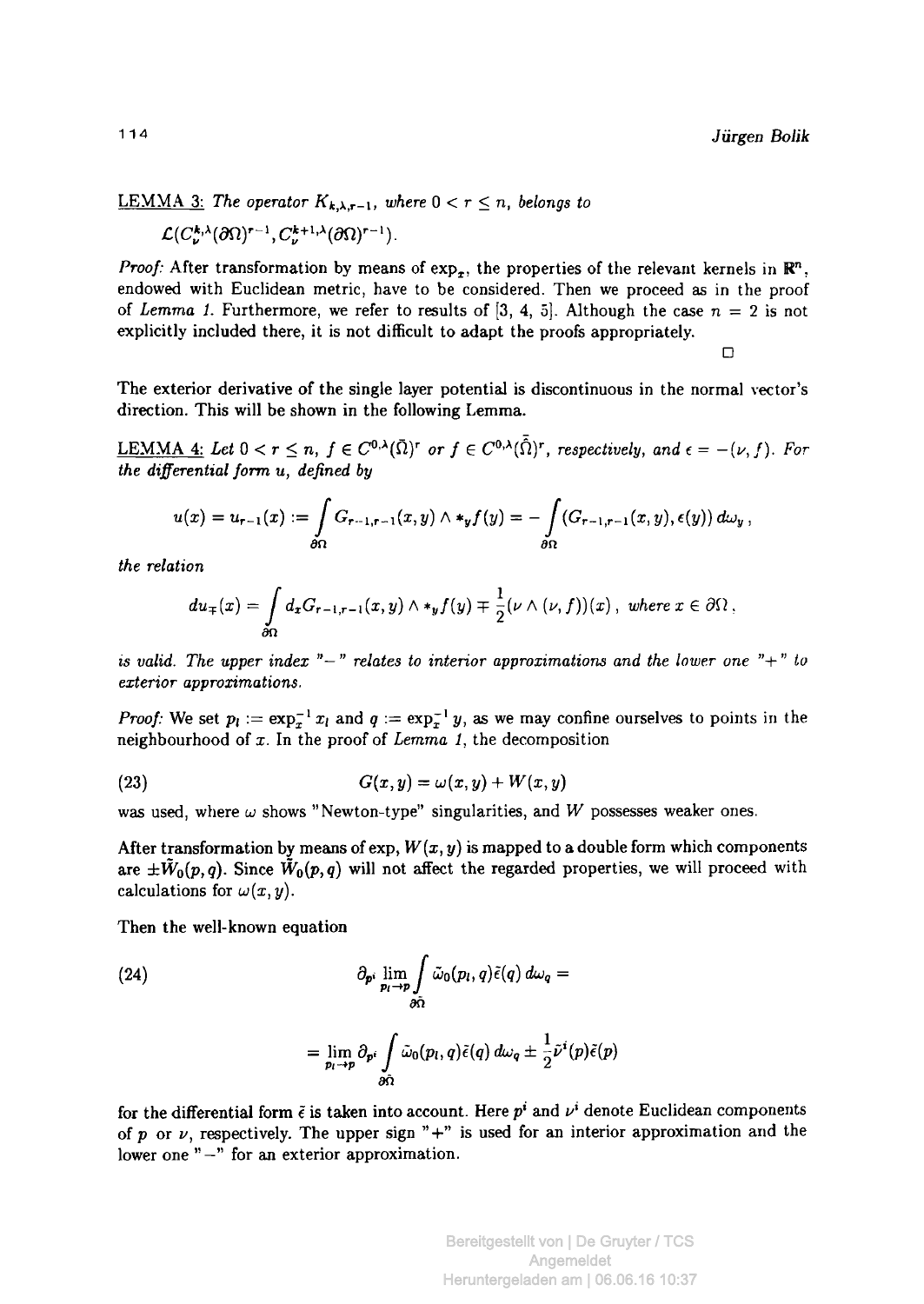LEMMA 3: *The operator $K_{k,\lambda,r-1}$, where $0 < r \leq n$, belongs to*

$$\mathcal{L}(C_\nu^{k,\lambda}(\partial\Omega)^{r-1}, C_\nu^{k+1,\lambda}(\partial\Omega)^{r-1}).$$

*Proof:* After transformation by means of $\exp_x$, the properties of the relevant kernels in $\mathbb{R}^n$, endowed with Euclidean metric, have to be considered. Then we proceed as in the proof of *Lemma 1*. Furthermore, we refer to results of [3, 4, 5]. Although the case $n = 2$ is not explicitly included there, it is not difficult to adapt the proofs appropriately.

□

The exterior derivative of the single layer potential is discontinuous in the normal vector's direction. This will be shown in the following Lemma.

LEMMA 4: *Let $0 < r \leq n$, $f \in C^{0,\lambda}(\bar{\Omega})^r$ or $f \in C^{0,\lambda}(\bar{\bar{\Omega}})^r$, respectively, and $\epsilon = -(\nu, f)$. For the differential form $u$, defined by*

$$u(x) = u_{r-1}(x) := \int_{\partial\Omega} G_{r-1,r-1}(x,y) \wedge *_y f(y) = -\int_{\partial\Omega} (G_{r-1,r-1}(x,y), \epsilon(y))\, d\omega_y\,,$$

*the relation*

$$du_{\mp}(x) = \int_{\partial\Omega} d_x G_{r-1,r-1}(x,y) \wedge *_y f(y) \mp \frac{1}{2}(\nu \wedge (\nu, f))(x)\,,\ \text{where } x \in \partial\Omega\,,$$

*is valid. The upper index "$-$" relates to interior approximations and the lower one "$+$" to exterior approximations.*

*Proof:* We set $p_l := \exp_x^{-1} x_l$ and $q := \exp_x^{-1} y$, as we may confine ourselves to points in the neighbourhood of $x$. In the proof of *Lemma 1*, the decomposition

$$G(x,y) = \omega(x,y) + W(x,y) \tag{23}$$

was used, where $\omega$ shows "Newton-type" singularities, and $W$ possesses weaker ones.

After transformation by means of exp, $W(x,y)$ is mapped to a double form which components are $\pm\tilde{W}_0(p,q)$. Since $\tilde{W}_0(p,q)$ will not affect the regarded properties, we will proceed with calculations for $\omega(x,y)$.

Then the well-known equation

$$\partial_{p^i} \lim_{p_l \to p} \int_{\partial\tilde{\Omega}} \tilde{\omega}_0(p_l, q)\tilde{\epsilon}(q)\, d\omega_q = \tag{24}$$

$$= \lim_{p_l \to p} \partial_{p^i} \int_{\partial\tilde{\Omega}} \tilde{\omega}_0(p_l, q)\tilde{\epsilon}(q)\, d\omega_q \pm \frac{1}{2}\tilde{\nu}^i(p)\tilde{\epsilon}(p)$$

for the differential form $\tilde{\epsilon}$ is taken into account. Here $p^i$ and $\nu^i$ denote Euclidean components of $p$ or $\nu$, respectively. The upper sign "+" is used for an interior approximation and the lower one "$-$" for an exterior approximation.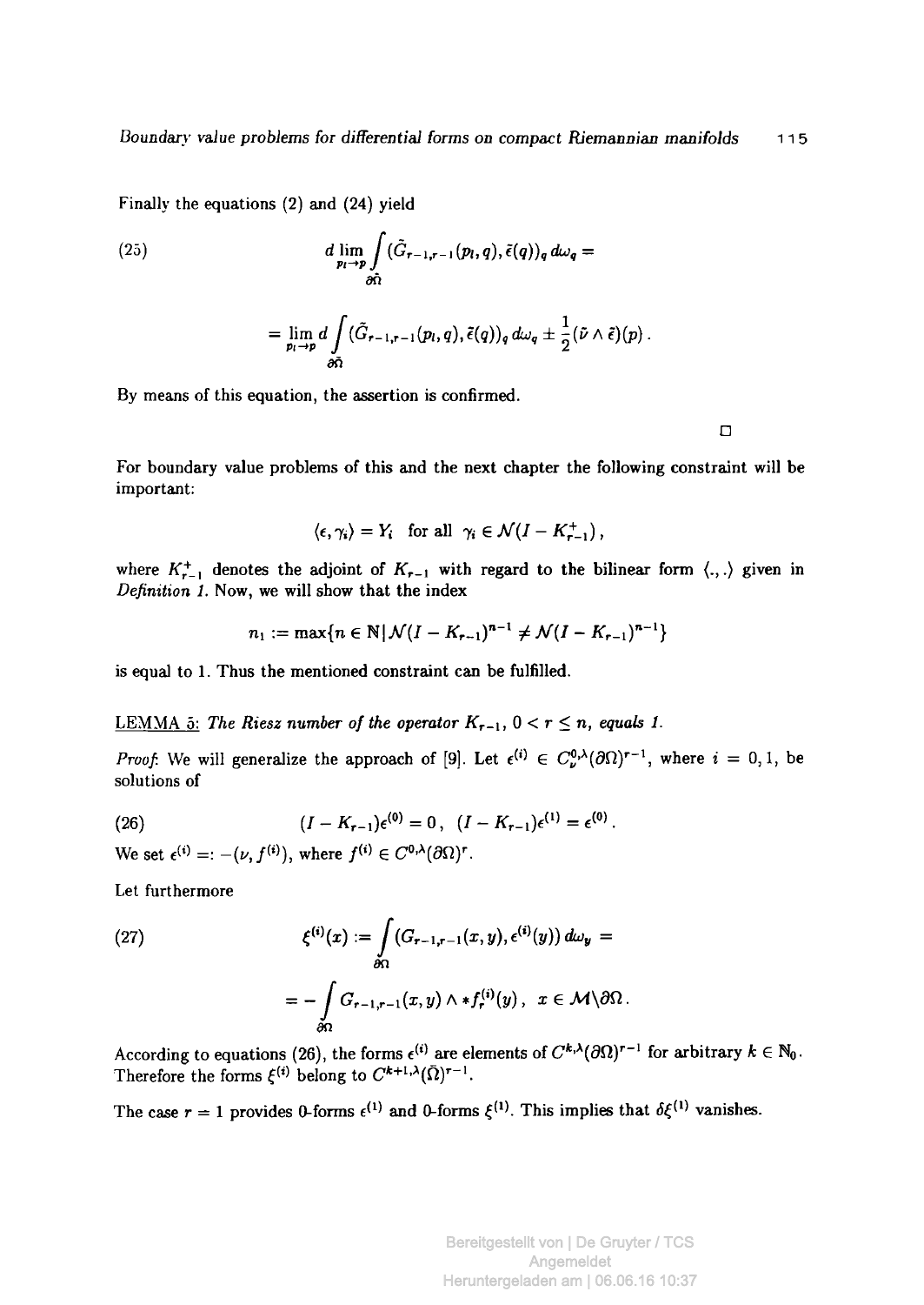Finally the equations (2) and (24) yield

$$
d \lim_{p_l \to p} \int_{\partial \hat{\Omega}} (\tilde{G}_{r-1,r-1}(p_l, q), \tilde{\epsilon}(q))_q \, d\omega_q = \tag{25}
$$

$$
= \lim_{p_l \to p} d \int_{\partial \hat{\Omega}} (\tilde{G}_{r-1,r-1}(p_l, q), \tilde{\epsilon}(q))_q \, d\omega_q \pm \frac{1}{2} (\tilde{\nu} \wedge \tilde{\epsilon})(p) \, .
$$

By means of this equation, the assertion is confirmed.

□

For boundary value problems of this and the next chapter the following constraint will be important:

$$
\langle \epsilon, \gamma_i \rangle = Y_i \quad \text{for all} \;\; \gamma_i \in \mathcal{N}(I - K_{r-1}^{+}) \, ,
$$

where $K_{r-1}^{+}$ denotes the adjoint of $K_{r-1}$ with regard to the bilinear form $\langle .,. \rangle$ given in *Definition 1.* Now, we will show that the index

$$
n_1 := \max\{ n \in \mathbb{N} \,|\, \mathcal{N}(I - K_{r-1})^{n-1} \neq \mathcal{N}(I - K_{r-1})^{n-1} \}
$$

is equal to 1. Thus the mentioned constraint can be fulfilled.

LEMMA 5: *The Riesz number of the operator $K_{r-1}$, $0 < r \leq n$, equals 1.*

*Proof:* We will generalize the approach of [9]. Let $\epsilon^{(i)} \in C_{\nu}^{0,\lambda}(\partial\Omega)^{r-1}$, where $i = 0, 1$, be solutions of

$$
(I - K_{r-1})\epsilon^{(0)} = 0 \, , \quad (I - K_{r-1})\epsilon^{(1)} = \epsilon^{(0)} \, . \tag{26}
$$

We set $\epsilon^{(i)} =: -(\nu, f^{(i)})$, where $f^{(i)} \in C^{0,\lambda}(\partial\Omega)^{r}$.

Let furthermore

$$
\xi^{(i)}(x) := \int_{\partial\Omega} (G_{r-1,r-1}(x, y), \epsilon^{(i)}(y)) \, d\omega_y = \tag{27}
$$

$$
= - \int_{\partial\Omega} G_{r-1,r-1}(x, y) \wedge * f_r^{(i)}(y) \, , \;\; x \in \mathcal{M} \backslash \partial\Omega \, .
$$

According to equations (26), the forms $\epsilon^{(i)}$ are elements of $C^{k,\lambda}(\partial\Omega)^{r-1}$ for arbitrary $k \in \mathbb{N}_0$. Therefore the forms $\xi^{(i)}$ belong to $C^{k+1,\lambda}(\bar{\Omega})^{r-1}$.

The case $r = 1$ provides 0-forms $\epsilon^{(1)}$ and 0-forms $\xi^{(1)}$. This implies that $\delta\xi^{(1)}$ vanishes.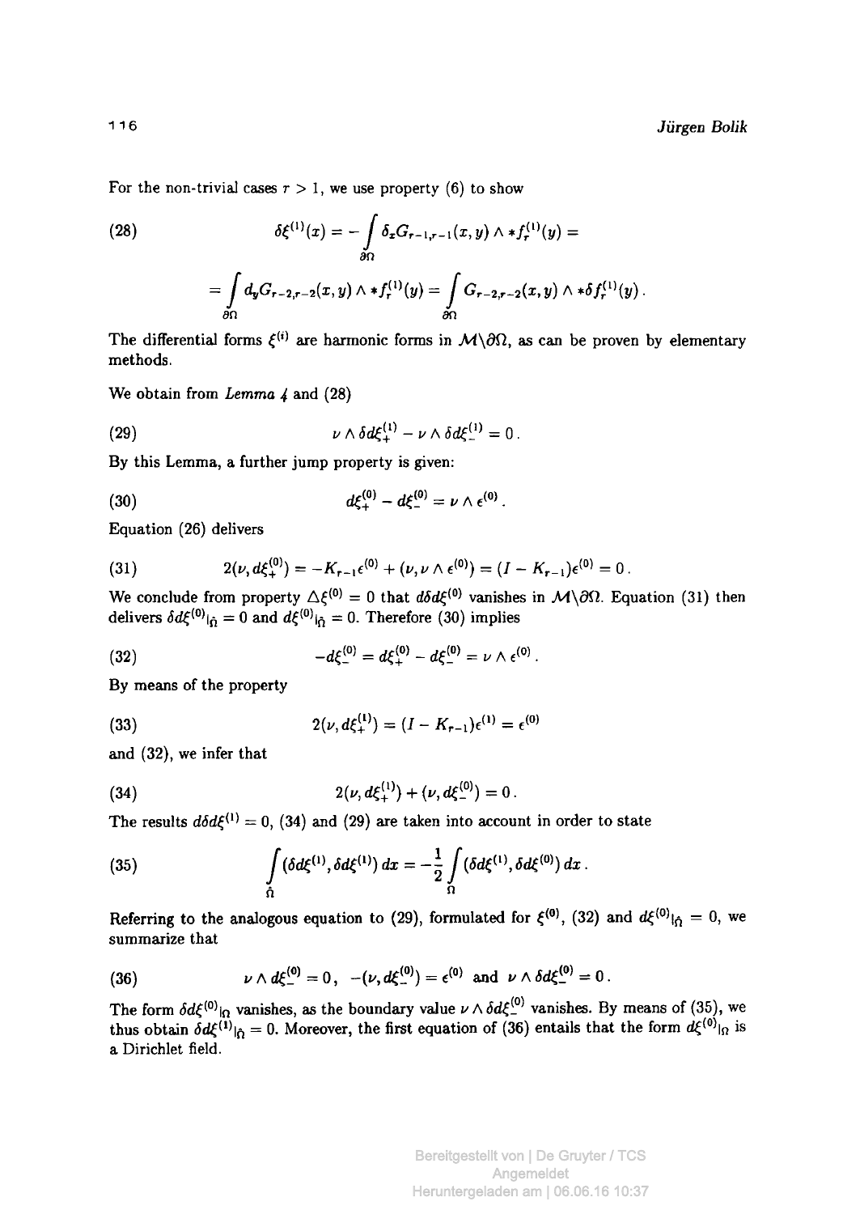For the non-trivial cases $r > 1$, we use property (6) to show

$$\delta\xi^{(1)}(x) = -\int_{\partial\Omega} \delta_x G_{r-1,r-1}(x,y) \wedge *f_r^{(1)}(y) = \tag{28}$$

$$= \int_{\partial\Omega} d_y G_{r-2,r-2}(x,y) \wedge *f_r^{(1)}(y) = \int_{\partial\Omega} G_{r-2,r-2}(x,y) \wedge *\delta f_r^{(1)}(y)\,.$$

The differential forms $\xi^{(i)}$ are harmonic forms in $\mathcal{M}\backslash\partial\Omega$, as can be proven by elementary methods.

We obtain from *Lemma 4* and (28)

$$\nu \wedge \delta d\xi_+^{(1)} - \nu \wedge \delta d\xi_-^{(1)} = 0\,. \tag{29}$$

By this Lemma, a further jump property is given:

$$d\xi_+^{(0)} - d\xi_-^{(0)} = \nu \wedge \epsilon^{(0)}\,. \tag{30}$$

Equation (26) delivers

$$2(\nu, d\xi_+^{(0)}) = -K_{r-1}\epsilon^{(0)} + (\nu, \nu \wedge \epsilon^{(0)}) = (I - K_{r-1})\epsilon^{(0)} = 0\,. \tag{31}$$

We conclude from property $\triangle\xi^{(0)} = 0$ that $d\delta d\xi^{(0)}$ vanishes in $\mathcal{M}\backslash\partial\Omega$. Equation (31) then delivers $\delta d\xi^{(0)}|_{\hat{\Omega}} = 0$ and $d\xi^{(0)}|_{\hat{\Omega}} = 0$. Therefore (30) implies

$$-d\xi_-^{(0)} = d\xi_+^{(0)} - d\xi_-^{(0)} = \nu \wedge \epsilon^{(0)}\,. \tag{32}$$

By means of the property

$$2(\nu, d\xi_+^{(1)}) = (I - K_{r-1})\epsilon^{(1)} = \epsilon^{(0)} \tag{33}$$

and (32), we infer that

$$2(\nu, d\xi_+^{(1)}) + (\nu, d\xi_-^{(0)}) = 0\,. \tag{34}$$

The results $d\delta d\xi^{(1)} = 0$, (34) and (29) are taken into account in order to state

$$\int_{\hat{\Omega}} (\delta d\xi^{(1)}, \delta d\xi^{(1)})\, dx = -\frac{1}{2}\int_{\Omega} (\delta d\xi^{(1)}, \delta d\xi^{(0)})\, dx\,. \tag{35}$$

Referring to the analogous equation to (29), formulated for $\xi^{(0)}$, (32) and $d\xi^{(0)}|_{\hat{\Omega}} = 0$, we summarize that

$$\nu \wedge d\xi_-^{(0)} = 0\,,\ \ -(\nu, d\xi_-^{(0)}) = \epsilon^{(0)} \ \text{ and } \ \nu \wedge \delta d\xi_-^{(0)} = 0\,. \tag{36}$$

The form $\delta d\xi^{(0)}|_{\Omega}$ vanishes, as the boundary value $\nu \wedge \delta d\xi_-^{(0)}$ vanishes. By means of (35), we thus obtain $\delta d\xi^{(1)}|_{\hat{\Omega}} = 0$. Moreover, the first equation of (36) entails that the form $d\xi^{(0)}|_{\Omega}$ is a Dirichlet field.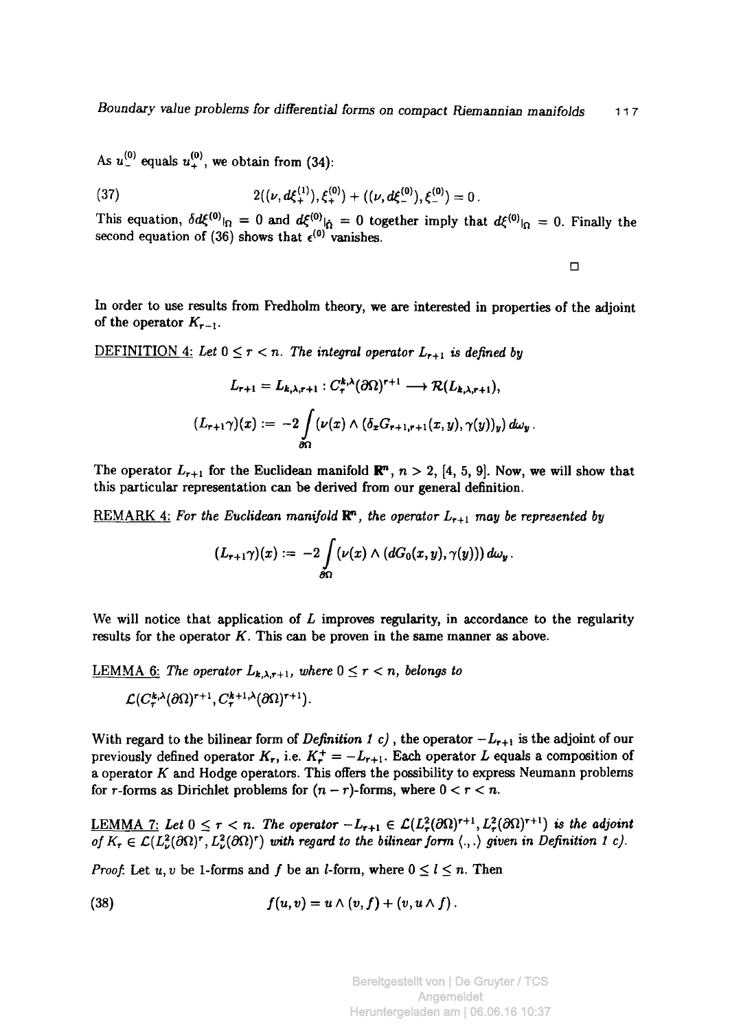As $u_-^{(0)}$ equals $u_+^{(0)}$, we obtain from (34):

$$2((\nu, d\xi_+^{(1)}), \xi_+^{(0)}) + ((\nu, d\xi_-^{(0)}), \xi_-^{(0)}) = 0\,. \tag{37}$$

This equation, $\delta d\xi^{(0)}|_\Omega = 0$ and $d\xi^{(0)}|_{\hat{\Omega}} = 0$ together imply that $d\xi^{(0)}|_\Omega = 0$. Finally the second equation of (36) shows that $\epsilon^{(0)}$ vanishes.

□

In order to use results from Fredholm theory, we are interested in properties of the adjoint of the operator $K_{r-1}$.

<u>DEFINITION 4:</u> *Let $0 \leq r < n$. The integral operator $L_{r+1}$ is defined by*

$$L_{r+1} = L_{k,\lambda,r+1} : C_\tau^{k,\lambda}(\partial\Omega)^{r+1} \longrightarrow \mathcal{R}(L_{k,\lambda,r+1}),$$

$$(L_{r+1}\gamma)(x) := -2 \int\limits_{\partial\Omega} (\nu(x) \wedge (\delta_x G_{r+1,r+1}(x,y), \gamma(y))_y)\, d\omega_y\,.$$

The operator $L_{r+1}$ for the Euclidean manifold $\mathbb{R}^n$, $n > 2$, [4, 5, 9]. Now, we will show that this particular representation can be derived from our general definition.

<u>REMARK 4:</u> *For the Euclidean manifold $\mathbb{R}^n$, the operator $L_{r+1}$ may be represented by*

$$(L_{r+1}\gamma)(x) := -2 \int\limits_{\partial\Omega} (\nu(x) \wedge (dG_0(x,y), \gamma(y)))\, d\omega_y\,.$$

We will notice that application of $L$ improves regularity, in accordance to the regularity results for the operator $K$. This can be proven in the same manner as above.

<u>LEMMA 6:</u> *The operator $L_{k,\lambda,r+1}$, where $0 \leq r < n$, belongs to*

$\mathcal{L}(C_\tau^{k,\lambda}(\partial\Omega)^{r+1}, C_\tau^{k+1,\lambda}(\partial\Omega)^{r+1})$.

With regard to the bilinear form of *Definition 1 c)*, the operator $-L_{r+1}$ is the adjoint of our previously defined operator $K_r$, i.e. $K_r^+ = -L_{r+1}$. Each operator $L$ equals a composition of a operator $K$ and Hodge operators. This offers the possibility to express Neumann problems for $r$-forms as Dirichlet problems for $(n-r)$-forms, where $0 < r < n$.

<u>LEMMA 7:</u> *Let $0 \leq r < n$. The operator $-L_{r+1} \in \mathcal{L}(L_\tau^2(\partial\Omega)^{r+1}, L_\tau^2(\partial\Omega)^{r+1})$ is the adjoint of $K_r \in \mathcal{L}(L_\nu^2(\partial\Omega)^r, L_\nu^2(\partial\Omega)^r)$ with regard to the bilinear form $\langle.,.\rangle$ given in Definition 1 c).*

*Proof:* Let $u, v$ be 1-forms and $f$ be an $l$-form, where $0 \leq l \leq n$. Then

$$f(u,v) = u \wedge (v, f) + (v, u \wedge f)\,. \tag{38}$$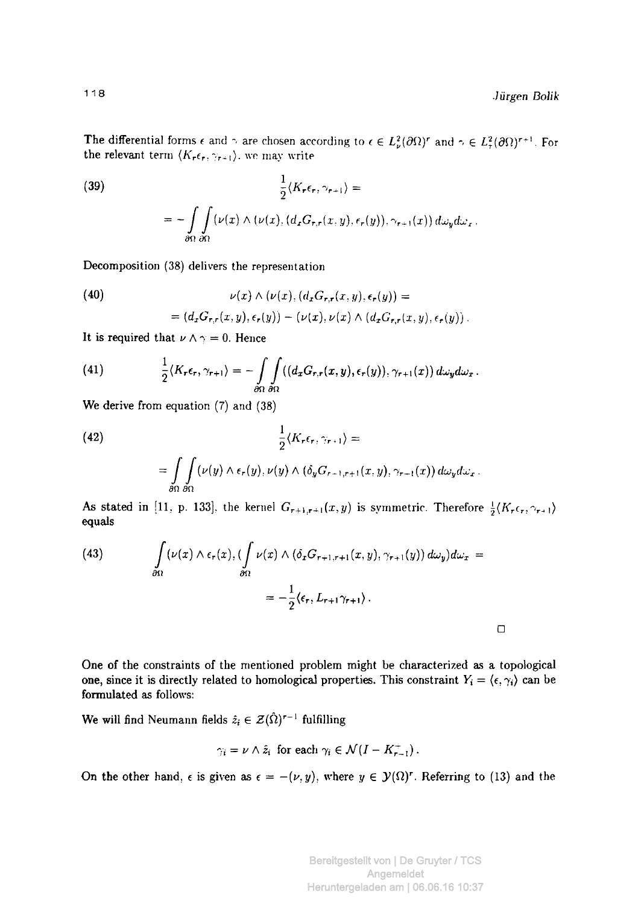The differential forms $\epsilon$ and $\gamma$ are chosen according to $\epsilon \in L^2_\nu(\partial\Omega)^r$ and $\gamma \in L^2_\tau(\partial\Omega)^{r+1}$. For the relevant term $\langle K_r\epsilon_r, \gamma_{r+1}\rangle$, we may write

$$\tag{39} \frac{1}{2}\langle K_r\epsilon_r, \gamma_{r+1}\rangle = \\ = -\int_{\partial\Omega}\int_{\partial\Omega} (\nu(x) \wedge (\nu(x), (d_x G_{r,r}(x,y), \epsilon_r(y)), \gamma_{r+1}(x))\, d\omega_y d\omega_x\,.$$

Decomposition (38) delivers the representation

$$\tag{40} \nu(x) \wedge (\nu(x), (d_x G_{r,r}(x,y), \epsilon_r(y)) = \\ = (d_x G_{r,r}(x,y), \epsilon_r(y)) - (\nu(x), \nu(x) \wedge (d_x G_{r,r}(x,y), \epsilon_r(y))\,.$$

It is required that $\nu \wedge \gamma = 0$. Hence

$$\tag{41} \frac{1}{2}\langle K_r\epsilon_r, \gamma_{r+1}\rangle = -\int_{\partial\Omega}\int_{\partial\Omega} ((d_x G_{r,r}(x,y), \epsilon_r(y)), \gamma_{r+1}(x))\, d\omega_y d\omega_x\,.$$

We derive from equation (7) and (38)

$$\tag{42} \frac{1}{2}\langle K_r\epsilon_r, \gamma_{r+1}\rangle = \\ = \int_{\partial\Omega}\int_{\partial\Omega} (\nu(y) \wedge \epsilon_r(y), \nu(y) \wedge (\delta_y G_{r-1,r+1}(x,y), \gamma_{r-1}(x))\, d\omega_y d\omega_x\,.$$

As stated in [11, p. 133], the kernel $G_{r+1,r+1}(x,y)$ is symmetric. Therefore $\frac{1}{2}\langle K_r\epsilon_r, \gamma_{r+1}\rangle$ equals

$$\tag{43} \int_{\partial\Omega} (\nu(x) \wedge \epsilon_r(x), (\int_{\partial\Omega} \nu(x) \wedge (\delta_x G_{r+1,r+1}(x,y), \gamma_{r+1}(y))\, d\omega_y) d\omega_x = \\ = -\frac{1}{2}\langle \epsilon_r, L_{r+1}\gamma_{r+1}\rangle\,.$$

□

One of the constraints of the mentioned problem might be characterized as a topological one, since it is directly related to homological properties. This constraint $Y_i = \langle \epsilon, \gamma_i\rangle$ can be formulated as follows:

We will find Neumann fields $\hat{z}_i \in \mathcal{Z}(\hat{\Omega})^{r-1}$ fulfilling

$$\gamma_i = \nu \wedge \hat{z}_i \text{ for each } \gamma_i \in \mathcal{N}(I - K^-_{r-1})\,.$$

On the other hand, $\epsilon$ is given as $\epsilon = -(\nu, y)$, where $y \in \mathcal{Y}(\Omega)^r$. Referring to (13) and the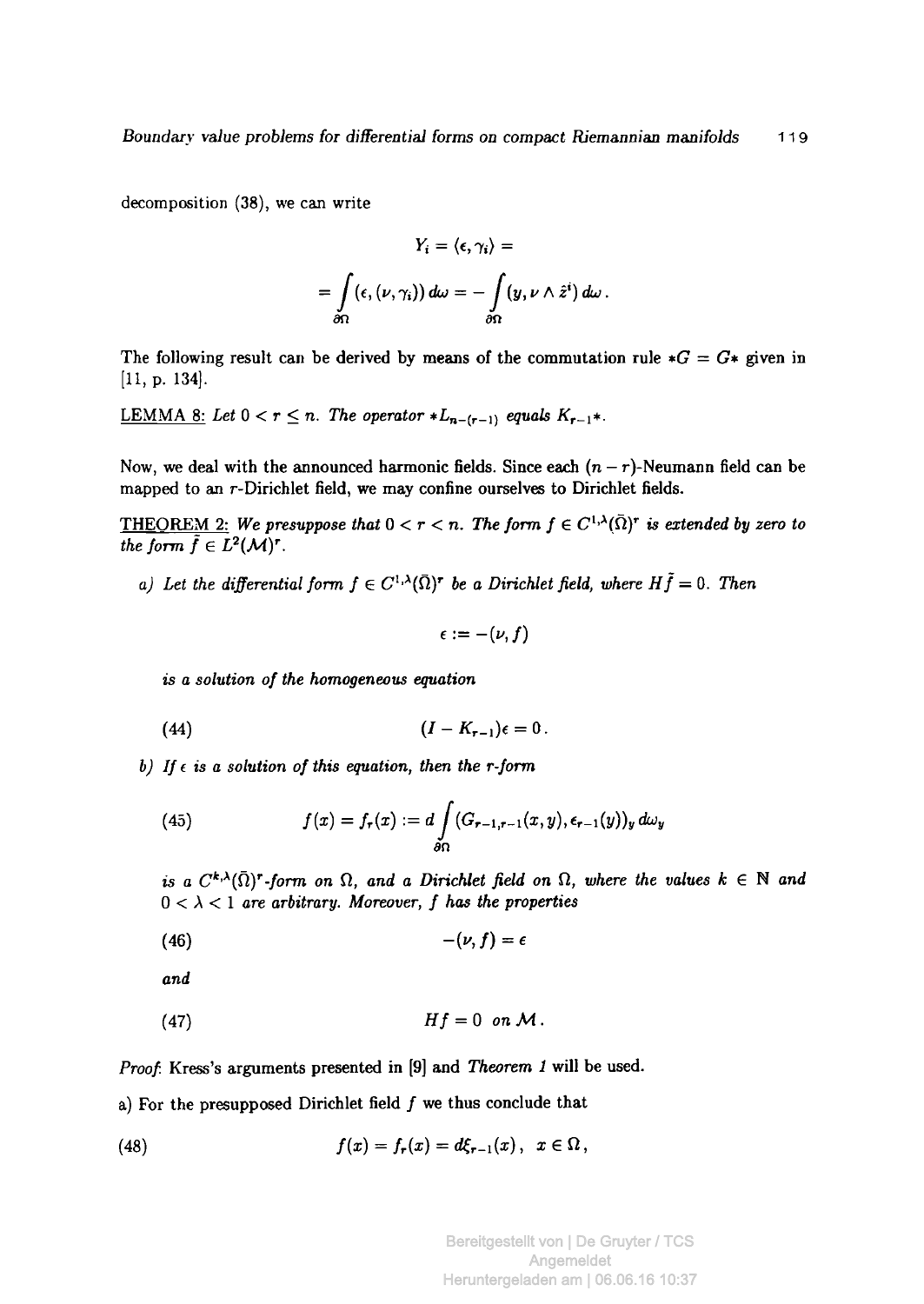decomposition (38), we can write

$$Y_i = \langle \epsilon, \gamma_i \rangle =$$

$$= \int_{\partial\Omega} (\epsilon, (\nu, \gamma_i)) \, d\omega = - \int_{\partial\Omega} (y, \nu \wedge \hat{z}^i) \, d\omega \, .$$

The following result can be derived by means of the commutation rule $*G = G*$ given in [11, p. 134].

<u>LEMMA 8:</u> *Let $0 < r \leq n$. The operator $*L_{n-(r-1)}$ equals $K_{r-1}*$.*

Now, we deal with the announced harmonic fields. Since each $(n-r)$-Neumann field can be mapped to an $r$-Dirichlet field, we may confine ourselves to Dirichlet fields.

<u>THEOREM 2:</u> *We presuppose that $0 < r < n$. The form $f \in C^{1,\lambda}(\bar{\Omega})^r$ is extended by zero to the form $\tilde{f} \in L^2(\mathcal{M})^r$.*

*a) Let the differential form $f \in C^{1,\lambda}(\bar{\Omega})^r$ be a Dirichlet field, where $H\tilde{f} = 0$. Then*

$$\epsilon := -(\nu, f)$$

*is a solution of the homogeneous equation*

$$(I - K_{r-1})\epsilon = 0 \, . \tag{44}$$

*b) If $\epsilon$ is a solution of this equation, then the $r$-form*

$$f(x) = f_r(x) := d \int_{\partial\Omega} (G_{r-1,r-1}(x,y), \epsilon_{r-1}(y))_y \, d\omega_y \tag{45}$$

*is a $C^{k,\lambda}(\bar{\Omega})^r$-form on $\Omega$, and a Dirichlet field on $\Omega$, where the values $k \in \mathbb{N}$ and $0 < \lambda < 1$ are arbitrary. Moreover, $f$ has the properties*

$$-(\nu, f) = \epsilon \tag{46}$$

*and*

$$Hf = 0 \text{ on } \mathcal{M} \, . \tag{47}$$

*Proof.* Kress's arguments presented in [9] and *Theorem 1* will be used.

a) For the presupposed Dirichlet field $f$ we thus conclude that

$$f(x) = f_r(x) = d\xi_{r-1}(x) \, , \quad x \in \Omega \, , \tag{48}$$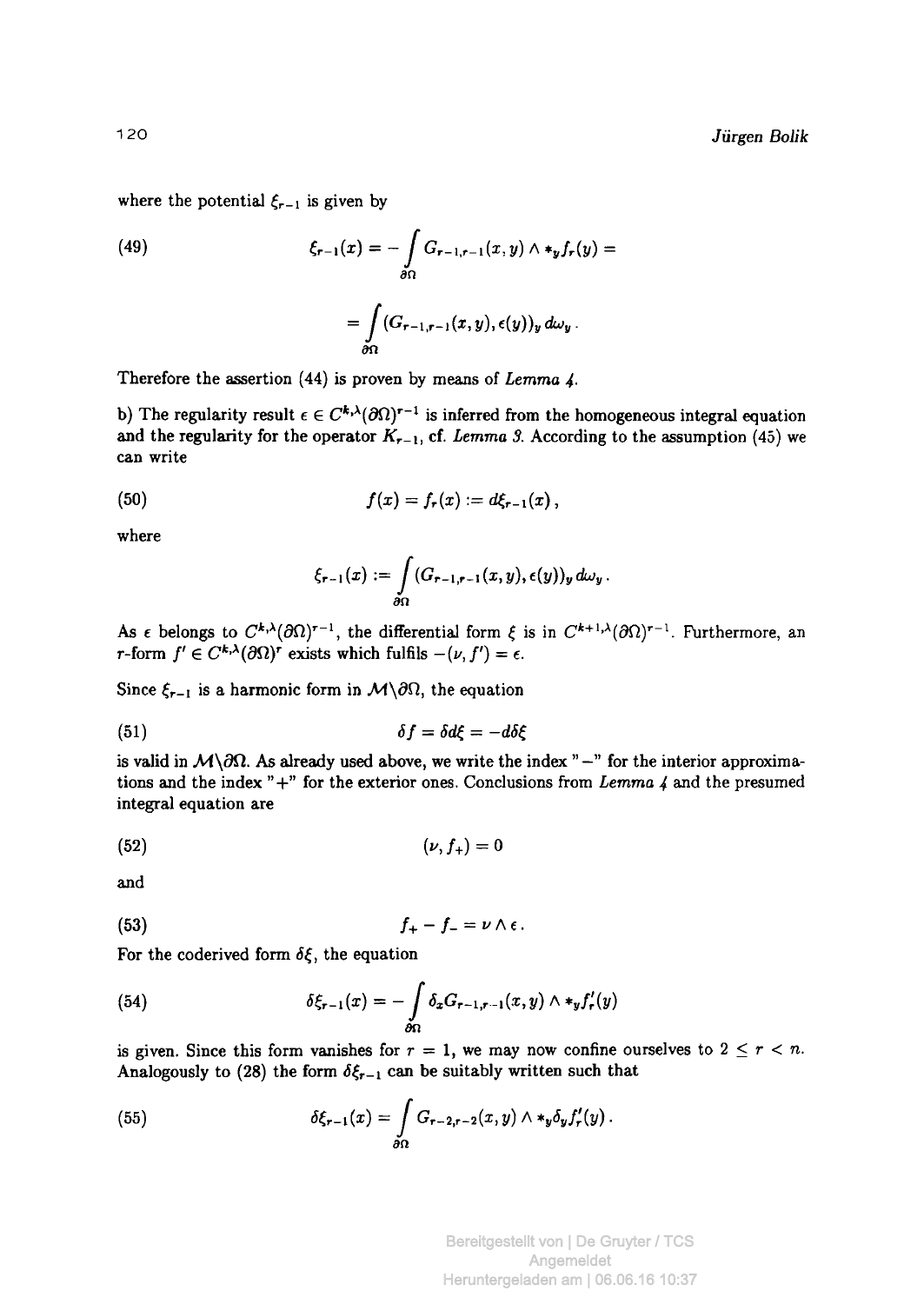where the potential $\xi_{r-1}$ is given by

$$
\xi_{r-1}(x) = -\int_{\partial\Omega} G_{r-1,r-1}(x,y) \wedge *_y f_r(y) = \tag{49}
$$

$$
= \int_{\partial\Omega} (G_{r-1,r-1}(x,y), \epsilon(y))_y \, d\omega_y \, .
$$

Therefore the assertion (44) is proven by means of *Lemma 4*.

b) The regularity result $\epsilon \in C^{k,\lambda}(\partial\Omega)^{r-1}$ is inferred from the homogeneous integral equation and the regularity for the operator $K_{r-1}$, cf. *Lemma 3*. According to the assumption (45) we can write

$$
f(x) = f_r(x) := d\xi_{r-1}(x) \, , \tag{50}
$$

where

$$
\xi_{r-1}(x) := \int_{\partial\Omega} (G_{r-1,r-1}(x,y), \epsilon(y))_y \, d\omega_y \, .
$$

As $\epsilon$ belongs to $C^{k,\lambda}(\partial\Omega)^{r-1}$, the differential form $\xi$ is in $C^{k+1,\lambda}(\partial\Omega)^{r-1}$. Furthermore, an $r$-form $f' \in C^{k,\lambda}(\partial\Omega)^r$ exists which fulfils $-(\nu, f') = \epsilon$.

Since $\xi_{r-1}$ is a harmonic form in $\mathcal{M}\backslash\partial\Omega$, the equation

$$
\delta f = \delta d\xi = -d\delta\xi \tag{51}
$$

is valid in $\mathcal{M}\backslash\partial\Omega$. As already used above, we write the index "$-$" for the interior approximations and the index "$+$" for the exterior ones. Conclusions from *Lemma 4* and the presumed integral equation are

$$
(\nu, f_+) = 0 \tag{52}
$$

and

$$
f_+ - f_- = \nu \wedge \epsilon \, . \tag{53}
$$

For the coderived form $\delta\xi$, the equation

$$
\delta\xi_{r-1}(x) = -\int_{\partial\Omega} \delta_x G_{r-1,r-1}(x,y) \wedge *_y f'_r(y) \tag{54}
$$

is given. Since this form vanishes for $r = 1$, we may now confine ourselves to $2 \leq r < n$. Analogously to (28) the form $\delta\xi_{r-1}$ can be suitably written such that

$$
\delta\xi_{r-1}(x) = \int_{\partial\Omega} G_{r-2,r-2}(x,y) \wedge *_y \delta_y f'_r(y) \, . \tag{55}
$$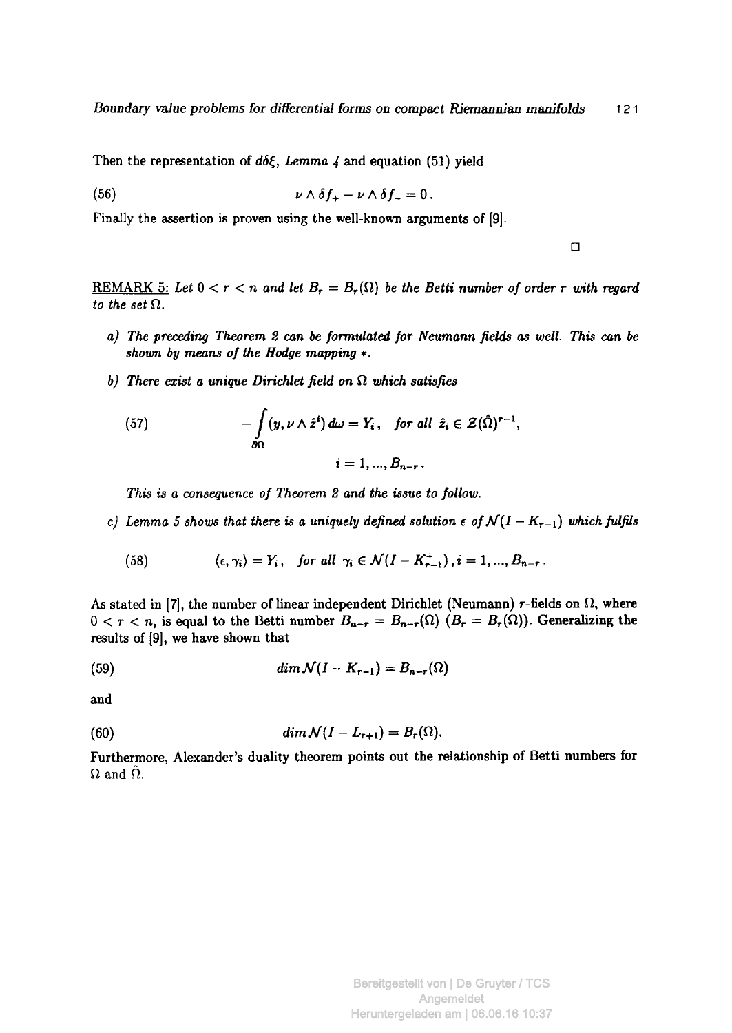Then the representation of $d\delta\xi$, *Lemma 4* and equation (51) yield

$$\nu \wedge \delta f_+ - \nu \wedge \delta f_- = 0\,. \tag{56}$$

Finally the assertion is proven using the well-known arguments of [9].

□

<u>REMARK 5:</u> *Let $0 < r < n$ and let $B_r = B_r(\Omega)$ be the Betti number of order $r$ with regard to the set $\Omega$.*

*a) The preceding Theorem 2 can be formulated for Neumann fields as well. This can be shown by means of the Hodge mapping $*$.*

*b) There exist a unique Dirichlet field on $\Omega$ which satisfies*

$$-\int_{\partial\Omega} (y, \nu \wedge \hat{z}^i)\, d\omega = Y_i\,, \quad \textit{for all } \hat{z}_i \in \mathcal{Z}(\hat{\Omega})^{r-1}, \tag{57}$$

$$i = 1, ..., B_{n-r}\,.$$

*This is a consequence of Theorem 2 and the issue to follow.*

*c) Lemma 5 shows that there is a uniquely defined solution $\epsilon$ of $\mathcal{N}(I - K_{r-1})$ which fulfils*

$$\langle \epsilon, \gamma_i \rangle = Y_i\,, \quad \textit{for all } \gamma_i \in \mathcal{N}(I - K^+_{r-1})\,, i = 1, ..., B_{n-r}\,. \tag{58}$$

As stated in [7], the number of linear independent Dirichlet (Neumann) $r$-fields on $\Omega$, where $0 < r < n$, is equal to the Betti number $B_{n-r} = B_{n-r}(\Omega)$ ($B_r = B_r(\Omega)$). Generalizing the results of [9], we have shown that

$$dim\,\mathcal{N}(I - K_{r-1}) = B_{n-r}(\Omega) \tag{59}$$

and

$$dim\,\mathcal{N}(I - L_{r+1}) = B_r(\Omega). \tag{60}$$

Furthermore, Alexander's duality theorem points out the relationship of Betti numbers for $\Omega$ and $\hat{\Omega}$.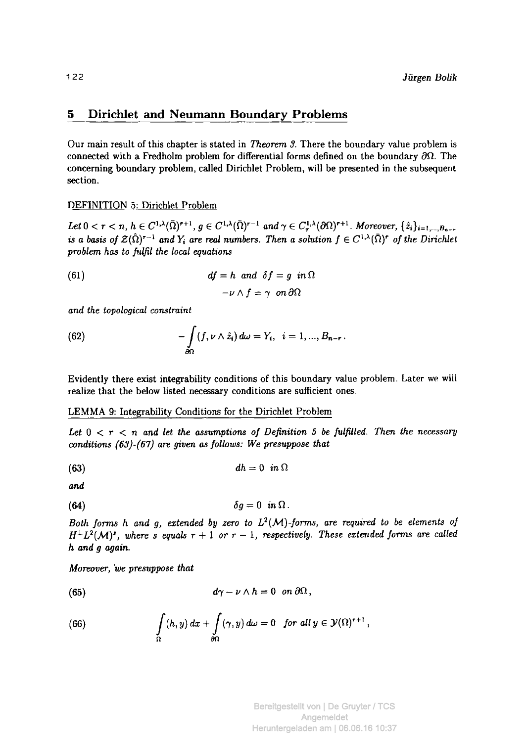## 5 Dirichlet and Neumann Boundary Problems

Our main result of this chapter is stated in *Theorem 3*. There the boundary value problem is connected with a Fredholm problem for differential forms defined on the boundary $\partial\Omega$. The concerning boundary problem, called Dirichlet Problem, will be presented in the subsequent section.

DEFINITION 5: Dirichlet Problem

*Let $0 < r < n$, $h \in C^{1,\lambda}(\bar{\Omega})^{r+1}$, $g \in C^{1,\lambda}(\bar{\Omega})^{r-1}$ and $\gamma \in C_\tau^{1,\lambda}(\partial\Omega)^{r+1}$. Moreover, $\{\hat{z}_i\}_{i=1,...,B_{n-r}}$ is a basis of $\mathcal{Z}(\hat{\Omega})^{r-1}$ and $Y_i$ are real numbers. Then a solution $f \in C^{1,\lambda}(\bar{\Omega})^r$ of the Dirichlet problem has to fulfil the local equations*

$$
\begin{aligned}
&df = h \text{ and } \delta f = g \;\; in\, \Omega \\
&-\nu \wedge f = \gamma \;\; on\, \partial\Omega
\end{aligned}
\tag{61}
$$

*and the topological constraint*

$$
-\int_{\partial\Omega} (f, \nu \wedge \hat{z}_i)\, d\omega = Y_i, \quad i = 1, ..., B_{n-r}\,. \tag{62}
$$

Evidently there exist integrability conditions of this boundary value problem. Later we will realize that the below listed necessary conditions are sufficient ones.

LEMMA 9: Integrability Conditions for the Dirichlet Problem

*Let $0 < r < n$ and let the assumptions of Definition 5 be fulfilled. Then the necessary conditions (63)-(67) are given as follows: We presuppose that*

$$
dh = 0 \;\; in\, \Omega \tag{63}
$$

*and*

$$
\delta g = 0 \;\; in\, \Omega\,. \tag{64}
$$

*Both forms $h$ and $g$, extended by zero to $L^2(\mathcal{M})$-forms, are required to be elements of $H^\perp L^2(\mathcal{M})^s$, where $s$ equals $r+1$ or $r-1$, respectively. These extended forms are called $h$ and $g$ again.*

*Moreover, we presuppose that*

$$
d\gamma - \nu \wedge h = 0 \;\; on\, \partial\Omega\,, \tag{65}
$$

$$
\int_{\Omega} (h, y)\, dx + \int_{\partial\Omega} (\gamma, y)\, d\omega = 0 \;\; for\; all\; y \in \mathcal{Y}(\Omega)^{r+1}\,, \tag{66}
$$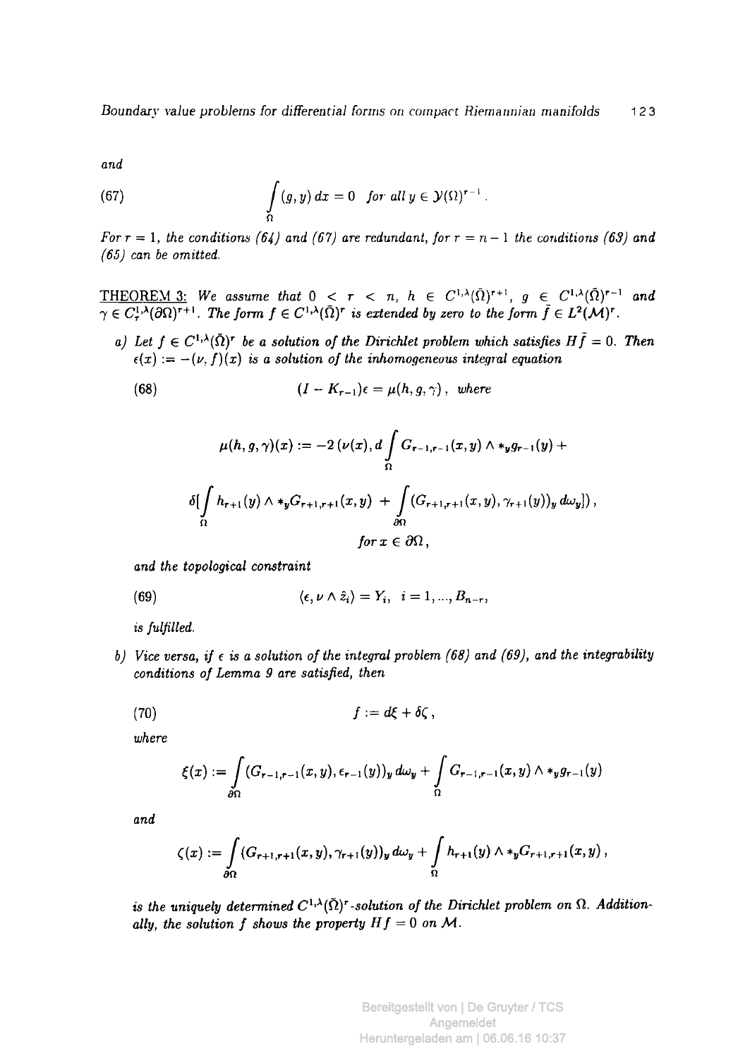*and*

$$\int_{\Omega} (g, y)\, dx = 0 \quad \text{for all } y \in \mathcal{Y}(\Omega)^{r-1}. \tag{67}$$

*For $r = 1$, the conditions (64) and (67) are redundant, for $r = n-1$ the conditions (63) and (65) can be omitted.*

<u>THEOREM 3:</u> *We assume that $0 < r < n$, $h \in C^{1,\lambda}(\bar{\Omega})^{r+1}$, $g \in C^{1,\lambda}(\bar{\Omega})^{r-1}$ and $\gamma \in C_r^{1,\lambda}(\partial\Omega)^{r+1}$. The form $f \in C^{1,\lambda}(\bar{\Omega})^r$ is extended by zero to the form $\bar{f} \in L^2(\mathcal{M})^r$.*

*a) Let $f \in C^{1,\lambda}(\bar{\Omega})^r$ be a solution of the Dirichlet problem which satisfies $H\bar{f} = 0$. Then $\epsilon(x) := -(\nu, f)(x)$ is a solution of the inhomogeneous integral equation*

$$(I - K_{r-1})\epsilon = \mu(h, g, \gamma), \quad \text{where} \tag{68}$$

$$\mu(h,g,\gamma)(x) := -2\,(\nu(x), d\int_{\Omega} G_{r-1,r-1}(x,y) \wedge *_y g_{r-1}(y) +$$

$$\delta[\int_{\Omega} h_{r+1}(y) \wedge *_y G_{r+1,r+1}(x,y) \; + \int_{\partial\Omega} (G_{r+1,r+1}(x,y), \gamma_{r+1}(y))_y\, d\omega_y])\,,$$

$$\text{for } x \in \partial\Omega\,,$$

*and the topological constraint*

$$\langle \epsilon, \nu \wedge \hat{z}_i \rangle = Y_i, \quad i = 1, ..., B_{n-r}, \tag{69}$$

*is fulfilled.*

*b) Vice versa, if $\epsilon$ is a solution of the integral problem (68) and (69), and the integrability conditions of Lemma 9 are satisfied, then*

$$f := d\xi + \delta\zeta\,, \tag{70}$$

*where*

$$\xi(x) := \int_{\partial\Omega} (G_{r-1,r-1}(x,y), \epsilon_{r-1}(y))_y\, d\omega_y + \int_{\Omega} G_{r-1,r-1}(x,y) \wedge *_y g_{r-1}(y)$$

*and*

$$\zeta(x) := \int_{\partial\Omega} (G_{r+1,r+1}(x,y), \gamma_{r+1}(y))_y\, d\omega_y + \int_{\Omega} h_{r+1}(y) \wedge *_y G_{r+1,r+1}(x,y)\,,$$

*is the uniquely determined $C^{1,\lambda}(\bar{\Omega})^r$-solution of the Dirichlet problem on $\Omega$. Additionally, the solution $f$ shows the property $Hf = 0$ on $\mathcal{M}$.*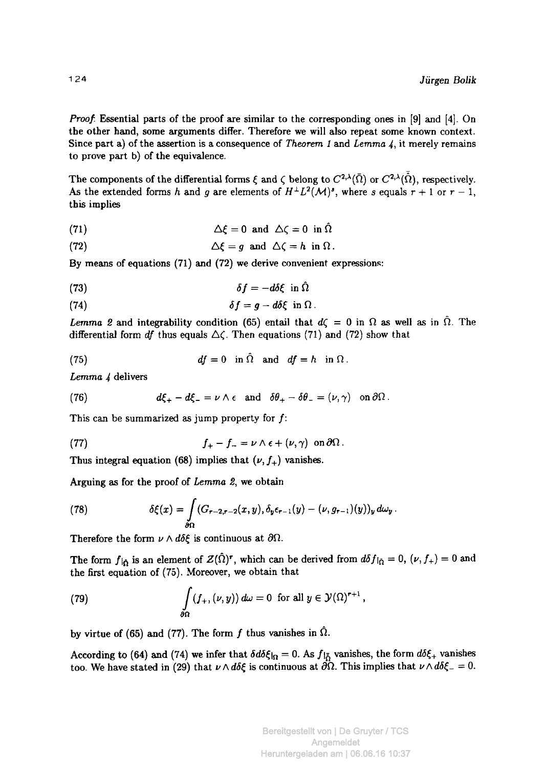*Proof.* Essential parts of the proof are similar to the corresponding ones in [9] and [4]. On the other hand, some arguments differ. Therefore we will also repeat some known context. Since part a) of the assertion is a consequence of *Theorem 1* and *Lemma 4*, it merely remains to prove part b) of the equivalence.

The components of the differential forms $\xi$ and $\zeta$ belong to $C^{2,\lambda}(\bar{\Omega})$ or $C^{2,\lambda}(\bar{\hat{\Omega}})$, respectively. As the extended forms $h$ and $g$ are elements of $H^{\perp}L^2(\mathcal{M})^s$, where $s$ equals $r+1$ or $r-1$, this implies

$$\Delta\xi = 0 \text{ and } \Delta\zeta = 0 \text{ in } \hat{\Omega} \tag{71}$$

$$\Delta\xi = g \text{ and } \Delta\zeta = h \text{ in } \Omega\,. \tag{72}$$

By means of equations (71) and (72) we derive convenient expressions:

$$\delta f = -d\delta\xi \text{ in } \hat{\Omega} \tag{73}$$

$$\delta f = g - d\delta\xi \text{ in } \Omega\,. \tag{74}$$

*Lemma 2* and integrability condition (65) entail that $d\zeta = 0$ in $\Omega$ as well as in $\hat{\Omega}$. The differential form $df$ thus equals $\Delta\zeta$. Then equations (71) and (72) show that

$$df = 0 \quad \text{in } \hat{\Omega} \quad \text{and} \quad df = h \quad \text{in } \Omega\,. \tag{75}$$

*Lemma 4* delivers

$$d\xi_+ - d\xi_- = \nu \wedge \epsilon \quad \text{and} \quad \delta\theta_+ - \delta\theta_- = (\nu, \gamma) \quad \text{on } \partial\Omega\,. \tag{76}$$

This can be summarized as jump property for $f$:

$$f_+ - f_- = \nu \wedge \epsilon + (\nu, \gamma) \quad \text{on } \partial\Omega\,. \tag{77}$$

Thus integral equation (68) implies that $(\nu, f_+)$ vanishes.

Arguing as for the proof of *Lemma 2*, we obtain

$$\delta\xi(x) = \int_{\partial\Omega} (G_{r-2,r-2}(x,y), \delta_y \epsilon_{r-1}(y) - (\nu, g_{r-1})(y))_y \, d\omega_y\,. \tag{78}$$

Therefore the form $\nu \wedge d\delta\xi$ is continuous at $\partial\Omega$.

The form $f_{|\hat{\Omega}}$ is an element of $\mathcal{Z}(\hat{\Omega})^r$, which can be derived from $d\delta f_{|\hat{\Omega}} = 0$, $(\nu, f_+) = 0$ and the first equation of (75). Moreover, we obtain that

$$\int_{\partial\Omega} (f_+, (\nu, y))\, d\omega = 0 \text{ for all } y \in \mathcal{Y}(\Omega)^{r+1}\,, \tag{79}$$

by virtue of (65) and (77). The form $f$ thus vanishes in $\hat{\Omega}$.

According to (64) and (74) we infer that $\delta d\delta\xi_{|\Omega} = 0$. As $f_{|\bar{\hat{\Omega}}}$ vanishes, the form $d\delta\xi_+$ vanishes too. We have stated in (29) that $\nu \wedge d\delta\xi$ is continuous at $\partial\Omega$. This implies that $\nu \wedge d\delta\xi_- = 0$.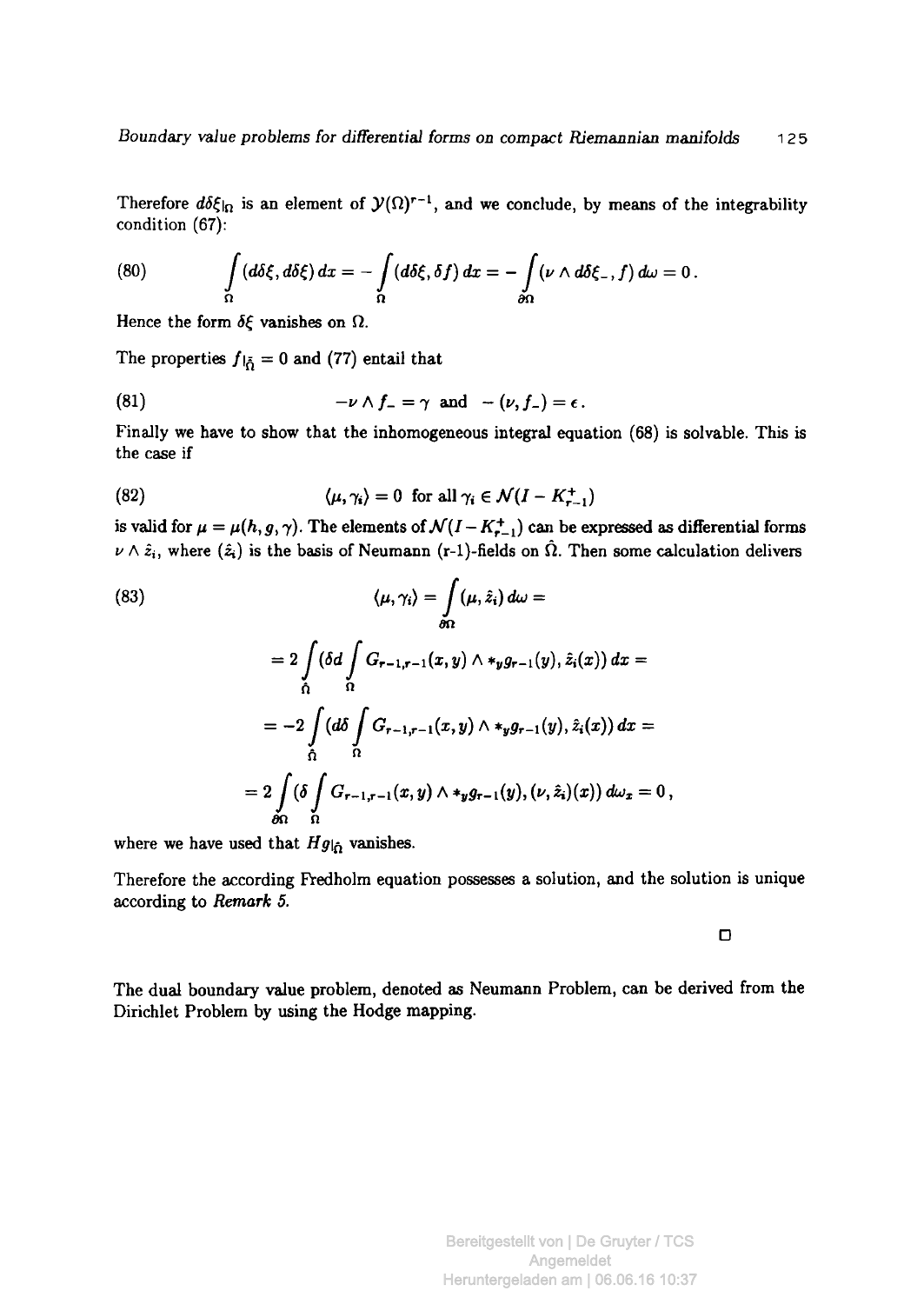Therefore $d\delta\xi_{|\Omega}$ is an element of $\mathcal{Y}(\Omega)^{r-1}$, and we conclude, by means of the integrability condition (67):

$$\int_{\Omega} (d\delta\xi, d\delta\xi)\, dx = -\int_{\Omega} (d\delta\xi, \delta f)\, dx = -\int_{\partial\Omega} (\nu \wedge d\delta\xi_-, f)\, d\omega = 0\,. \tag{80}$$

Hence the form $\delta\xi$ vanishes on $\Omega$.

The properties $f_{|\hat{\bar{\Omega}}} = 0$ and (77) entail that

$$-\nu \wedge f_- = \gamma \ \text{ and } \ -(\nu, f_-) = \epsilon\,. \tag{81}$$

Finally we have to show that the inhomogeneous integral equation (68) is solvable. This is the case if

$$\langle \mu, \gamma_i \rangle = 0 \ \text{ for all } \gamma_i \in \mathcal{N}(I - K^+_{r-1}) \tag{82}$$

is valid for $\mu = \mu(h, g, \gamma)$. The elements of $\mathcal{N}(I - K^+_{r-1})$ can be expressed as differential forms $\nu \wedge \hat{z}_i$, where $(\hat{z}_i)$ is the basis of Neumann (r-1)-fields on $\hat{\Omega}$. Then some calculation delivers

$$\begin{aligned}
\langle \mu, \gamma_i \rangle &= \int_{\partial\Omega} (\mu, \hat{z}_i)\, d\omega = \\
&= 2 \int_{\hat{\Omega}} (\delta d \int_{\Omega} G_{r-1,r-1}(x,y) \wedge *_y g_{r-1}(y), \hat{z}_i(x))\, dx = \\
&= -2 \int_{\hat{\Omega}} (d\delta \int_{\Omega} G_{r-1,r-1}(x,y) \wedge *_y g_{r-1}(y), \hat{z}_i(x))\, dx = \\
&= 2 \int_{\partial\Omega} (\delta \int_{\Omega} G_{r-1,r-1}(x,y) \wedge *_y g_{r-1}(y), (\nu, \hat{z}_i)(x))\, d\omega_x = 0\,,
\end{aligned} \tag{83}$$

where we have used that $Hg_{|\hat{\Omega}}$ vanishes.

Therefore the according Fredholm equation possesses a solution, and the solution is unique according to *Remark 5.*

□

The dual boundary value problem, denoted as Neumann Problem, can be derived from the Dirichlet Problem by using the Hodge mapping.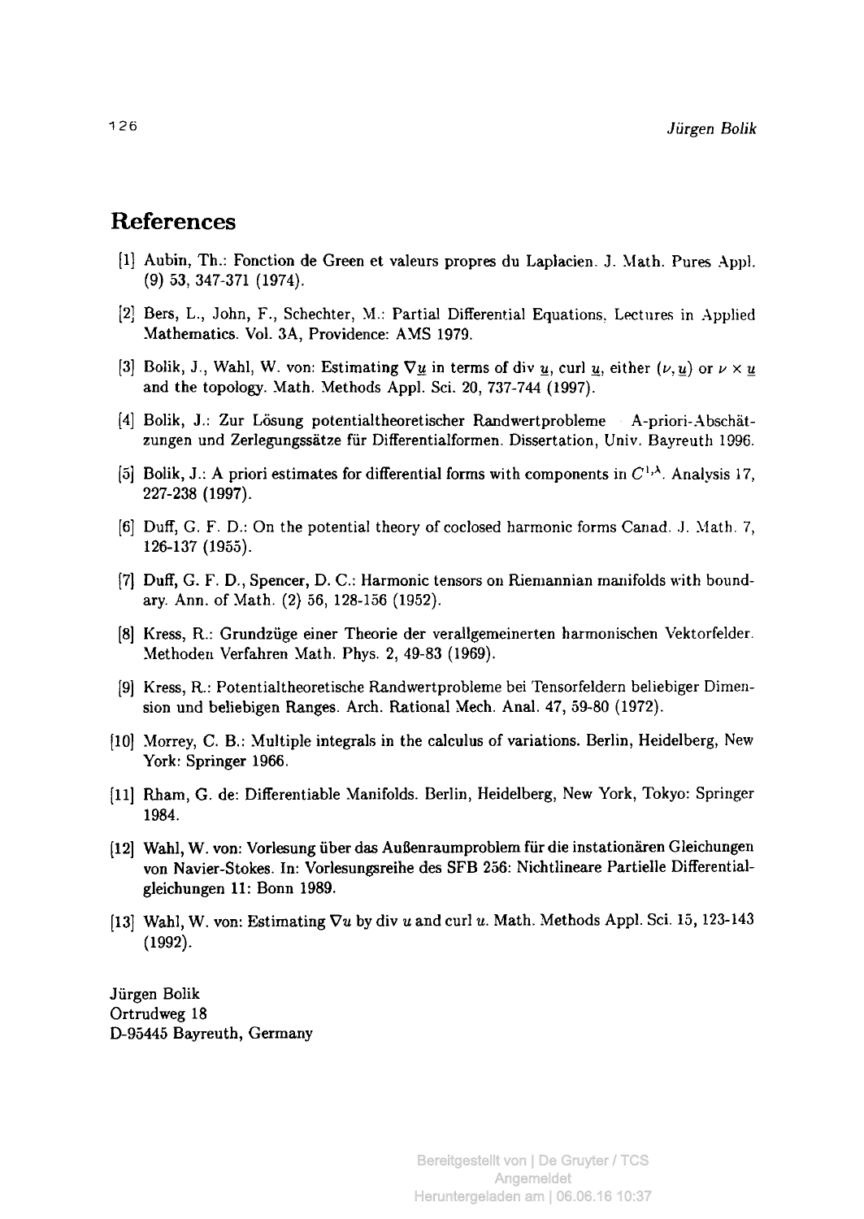## References

[1] Aubin, Th.: Fonction de Green et valeurs propres du Laplacien. J. Math. Pures Appl. (9) 53, 347-371 (1974).

[2] Bers, L., John, F., Schechter, M.: Partial Differential Equations, Lectures in Applied Mathematics. Vol. 3A, Providence: AMS 1979.

[3] Bolik, J., Wahl, W. von: Estimating $\nabla \underline{u}$ in terms of div $\underline{u}$, curl $\underline{u}$, either $(\nu, \underline{u})$ or $\nu \times \underline{u}$ and the topology. Math. Methods Appl. Sci. 20, 737-744 (1997).

[4] Bolik, J.: Zur Lösung potentialtheoretischer Randwertprobleme – A-priori-Abschätzungen und Zerlegungssätze für Differentialformen. Dissertation, Univ. Bayreuth 1996.

[5] Bolik, J.: A priori estimates for differential forms with components in $C^{1,\lambda}$. Analysis 17, 227-238 (1997).

[6] Duff, G. F. D.: On the potential theory of coclosed harmonic forms Canad. J. Math. 7, 126-137 (1955).

[7] Duff, G. F. D., Spencer, D. C.: Harmonic tensors on Riemannian manifolds with boundary. Ann. of Math. (2) 56, 128-156 (1952).

[8] Kress, R.: Grundzüge einer Theorie der verallgemeinerten harmonischen Vektorfelder. Methoden Verfahren Math. Phys. 2, 49-83 (1969).

[9] Kress, R.: Potentialtheoretische Randwertprobleme bei Tensorfeldern beliebiger Dimension und beliebigen Ranges. Arch. Rational Mech. Anal. 47, 59-80 (1972).

[10] Morrey, C. B.: Multiple integrals in the calculus of variations. Berlin, Heidelberg, New York: Springer 1966.

[11] Rham, G. de: Differentiable Manifolds. Berlin, Heidelberg, New York, Tokyo: Springer 1984.

[12] Wahl, W. von: Vorlesung über das Außenraumproblem für die instationären Gleichungen von Navier-Stokes. In: Vorlesungsreihe des SFB 256: Nichtlineare Partielle Differentialgleichungen 11: Bonn 1989.

[13] Wahl, W. von: Estimating $\nabla u$ by div $u$ and curl $u$. Math. Methods Appl. Sci. 15, 123-143 (1992).

Jürgen Bolik
Ortrudweg 18
D-95445 Bayreuth, Germany